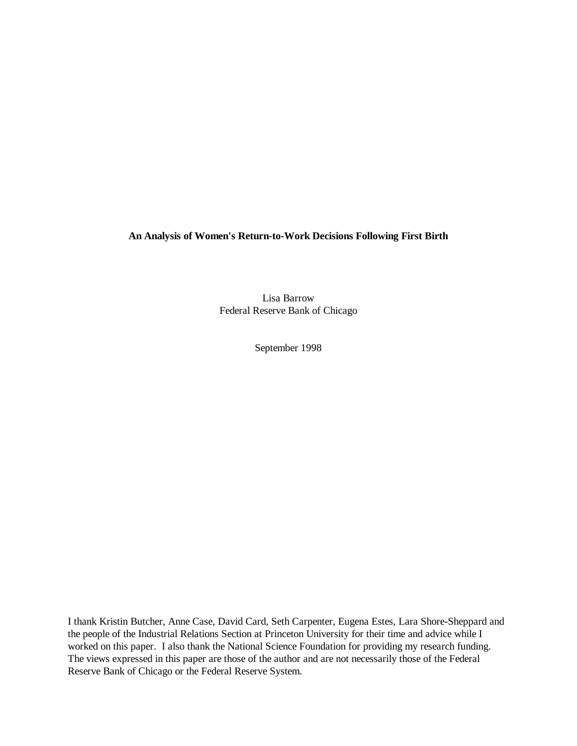# An Analysis of Women's Return-to-Work Decisions Following First Birth

Lisa Barrow
Federal Reserve Bank of Chicago

September 1998

I thank Kristin Butcher, Anne Case, David Card, Seth Carpenter, Eugena Estes, Lara Shore-Sheppard and the people of the Industrial Relations Section at Princeton University for their time and advice while I worked on this paper. I also thank the National Science Foundation for providing my research funding. The views expressed in this paper are those of the author and are not necessarily those of the Federal Reserve Bank of Chicago or the Federal Reserve System.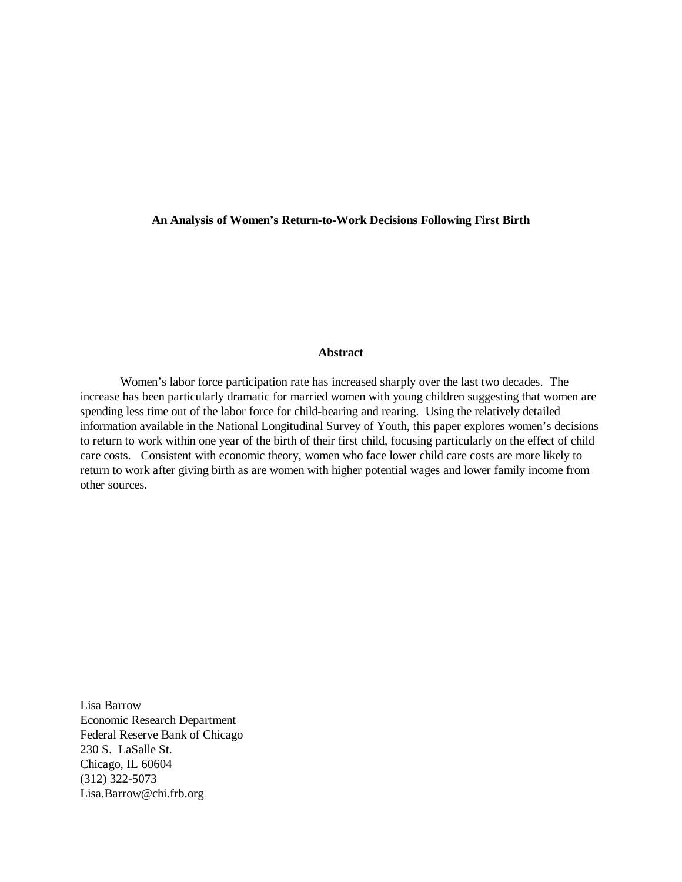**An Analysis of Women's Return-to-Work Decisions Following First Birth**

**Abstract**

Women's labor force participation rate has increased sharply over the last two decades. The increase has been particularly dramatic for married women with young children suggesting that women are spending less time out of the labor force for child-bearing and rearing. Using the relatively detailed information available in the National Longitudinal Survey of Youth, this paper explores women's decisions to return to work within one year of the birth of their first child, focusing particularly on the effect of child care costs. Consistent with economic theory, women who face lower child care costs are more likely to return to work after giving birth as are women with higher potential wages and lower family income from other sources.

Lisa Barrow
Economic Research Department
Federal Reserve Bank of Chicago
230 S. LaSalle St.
Chicago, IL 60604
(312) 322-5073
Lisa.Barrow@chi.frb.org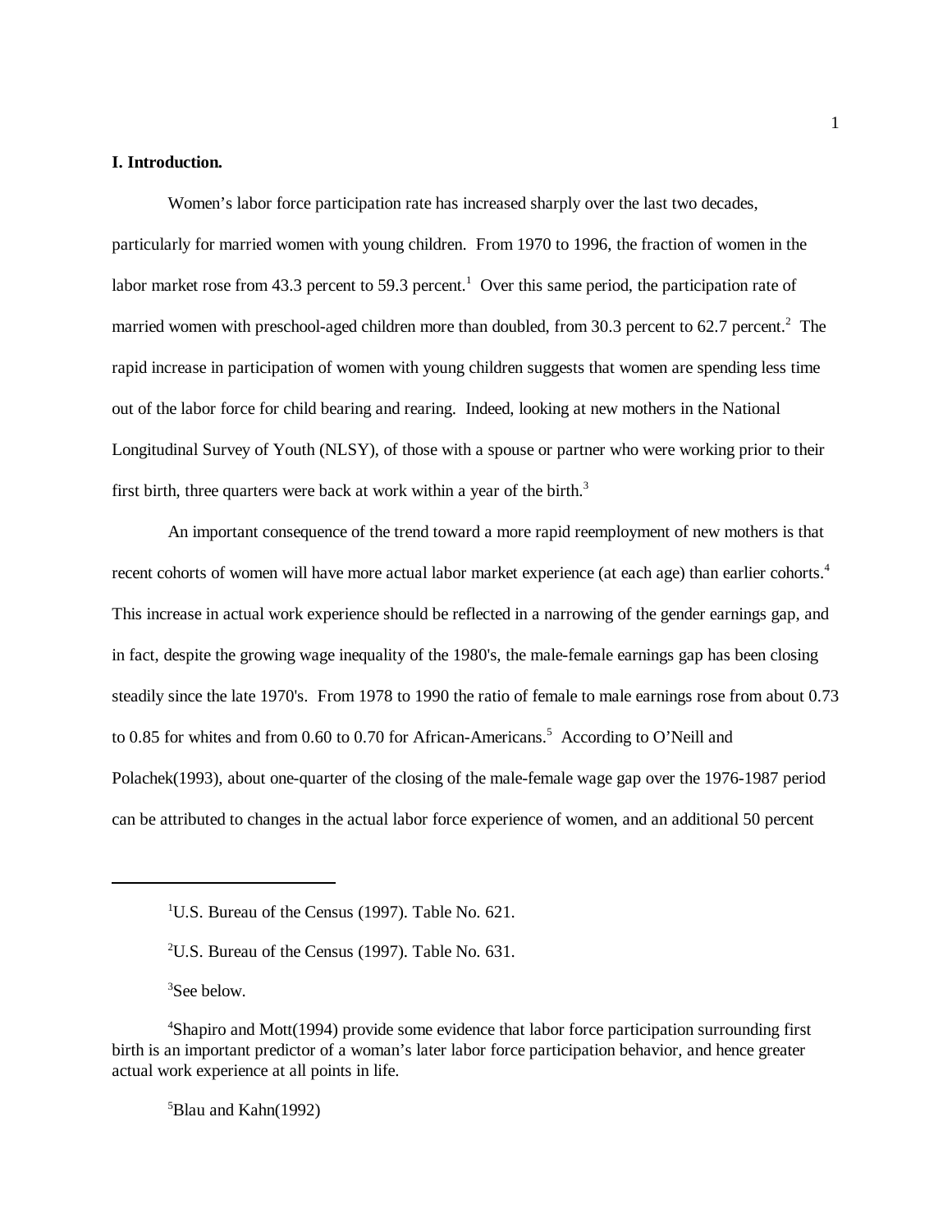## I. Introduction.

Women's labor force participation rate has increased sharply over the last two decades, particularly for married women with young children. From 1970 to 1996, the fraction of women in the labor market rose from 43.3 percent to 59.3 percent.[1] Over this same period, the participation rate of married women with preschool-aged children more than doubled, from 30.3 percent to 62.7 percent.[2] The rapid increase in participation of women with young children suggests that women are spending less time out of the labor force for child bearing and rearing. Indeed, looking at new mothers in the National Longitudinal Survey of Youth (NLSY), of those with a spouse or partner who were working prior to their first birth, three quarters were back at work within a year of the birth.[3]

An important consequence of the trend toward a more rapid reemployment of new mothers is that recent cohorts of women will have more actual labor market experience (at each age) than earlier cohorts.[4] This increase in actual work experience should be reflected in a narrowing of the gender earnings gap, and in fact, despite the growing wage inequality of the 1980's, the male-female earnings gap has been closing steadily since the late 1970's. From 1978 to 1990 the ratio of female to male earnings rose from about 0.73 to 0.85 for whites and from 0.60 to 0.70 for African-Americans.[5] According to O'Neill and Polachek(1993), about one-quarter of the closing of the male-female wage gap over the 1976-1987 period can be attributed to changes in the actual labor force experience of women, and an additional 50 percent

---

[1] U.S. Bureau of the Census (1997). Table No. 621.

[2] U.S. Bureau of the Census (1997). Table No. 631.

[3] See below.

[4] Shapiro and Mott(1994) provide some evidence that labor force participation surrounding first birth is an important predictor of a woman's later labor force participation behavior, and hence greater actual work experience at all points in life.

[5] Blau and Kahn(1992)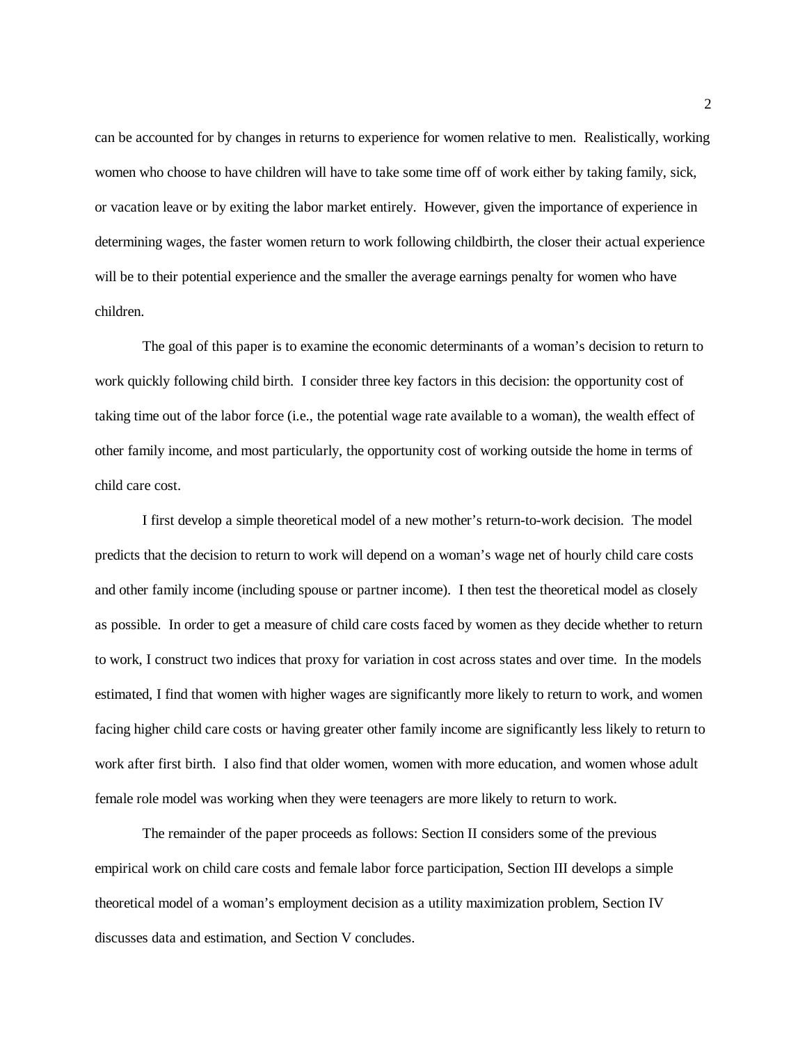can be accounted for by changes in returns to experience for women relative to men. Realistically, working women who choose to have children will have to take some time off of work either by taking family, sick, or vacation leave or by exiting the labor market entirely. However, given the importance of experience in determining wages, the faster women return to work following childbirth, the closer their actual experience will be to their potential experience and the smaller the average earnings penalty for women who have children.

The goal of this paper is to examine the economic determinants of a woman's decision to return to work quickly following child birth. I consider three key factors in this decision: the opportunity cost of taking time out of the labor force (i.e., the potential wage rate available to a woman), the wealth effect of other family income, and most particularly, the opportunity cost of working outside the home in terms of child care cost.

I first develop a simple theoretical model of a new mother's return-to-work decision. The model predicts that the decision to return to work will depend on a woman's wage net of hourly child care costs and other family income (including spouse or partner income). I then test the theoretical model as closely as possible. In order to get a measure of child care costs faced by women as they decide whether to return to work, I construct two indices that proxy for variation in cost across states and over time. In the models estimated, I find that women with higher wages are significantly more likely to return to work, and women facing higher child care costs or having greater other family income are significantly less likely to return to work after first birth. I also find that older women, women with more education, and women whose adult female role model was working when they were teenagers are more likely to return to work.

The remainder of the paper proceeds as follows: Section II considers some of the previous empirical work on child care costs and female labor force participation, Section III develops a simple theoretical model of a woman's employment decision as a utility maximization problem, Section IV discusses data and estimation, and Section V concludes.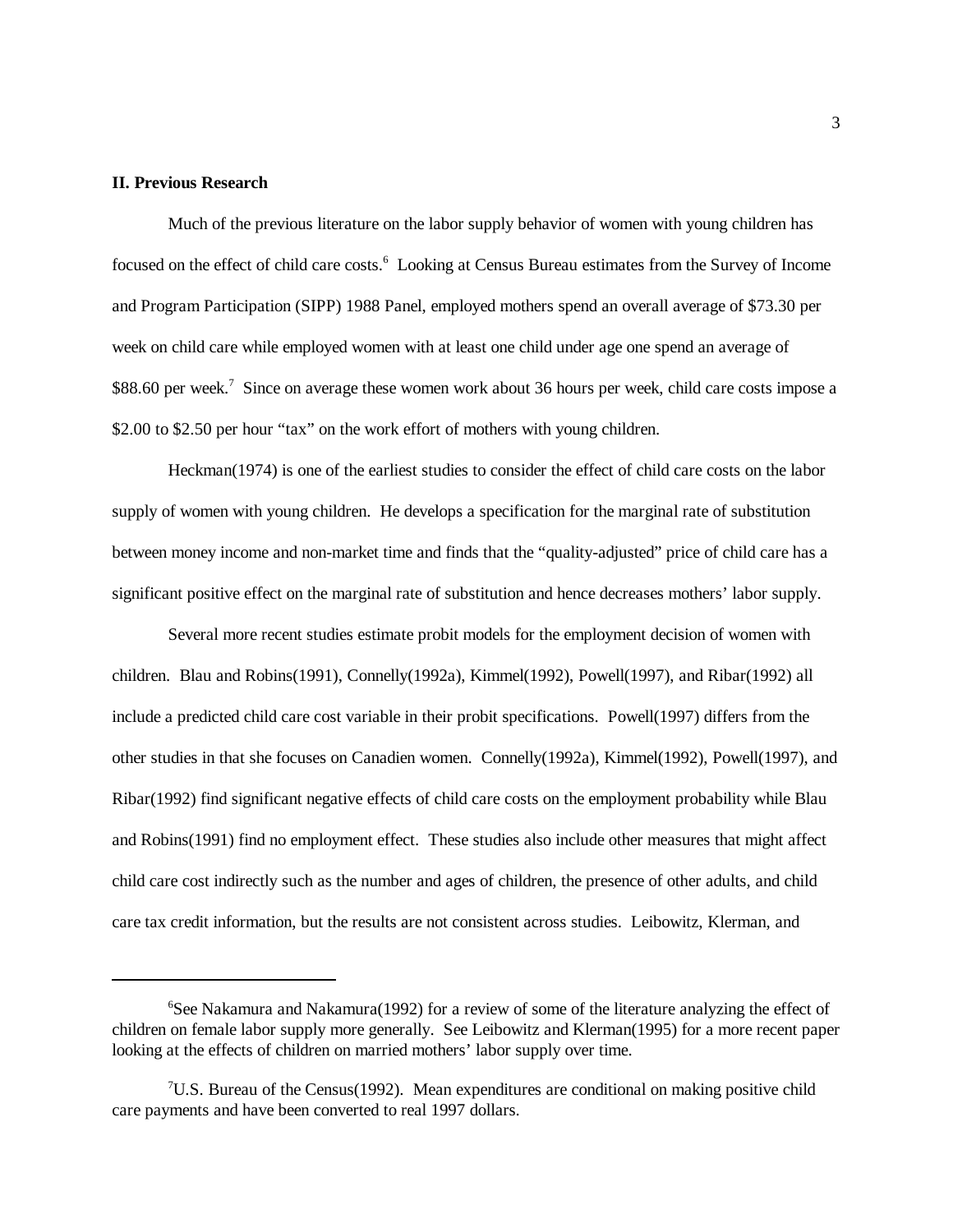## II. Previous Research

Much of the previous literature on the labor supply behavior of women with young children has focused on the effect of child care costs.[6] Looking at Census Bureau estimates from the Survey of Income and Program Participation (SIPP) 1988 Panel, employed mothers spend an overall average of $73.30 per week on child care while employed women with at least one child under age one spend an average of $88.60 per week.[7] Since on average these women work about 36 hours per week, child care costs impose a $2.00 to $2.50 per hour "tax" on the work effort of mothers with young children.

Heckman(1974) is one of the earliest studies to consider the effect of child care costs on the labor supply of women with young children. He develops a specification for the marginal rate of substitution between money income and non-market time and finds that the "quality-adjusted" price of child care has a significant positive effect on the marginal rate of substitution and hence decreases mothers' labor supply.

Several more recent studies estimate probit models for the employment decision of women with children. Blau and Robins(1991), Connelly(1992a), Kimmel(1992), Powell(1997), and Ribar(1992) all include a predicted child care cost variable in their probit specifications. Powell(1997) differs from the other studies in that she focuses on Canadien women. Connelly(1992a), Kimmel(1992), Powell(1997), and Ribar(1992) find significant negative effects of child care costs on the employment probability while Blau and Robins(1991) find no employment effect. These studies also include other measures that might affect child care cost indirectly such as the number and ages of children, the presence of other adults, and child care tax credit information, but the results are not consistent across studies. Leibowitz, Klerman, and

[6] See Nakamura and Nakamura(1992) for a review of some of the literature analyzing the effect of children on female labor supply more generally. See Leibowitz and Klerman(1995) for a more recent paper looking at the effects of children on married mothers' labor supply over time.

[7] U.S. Bureau of the Census(1992). Mean expenditures are conditional on making positive child care payments and have been converted to real 1997 dollars.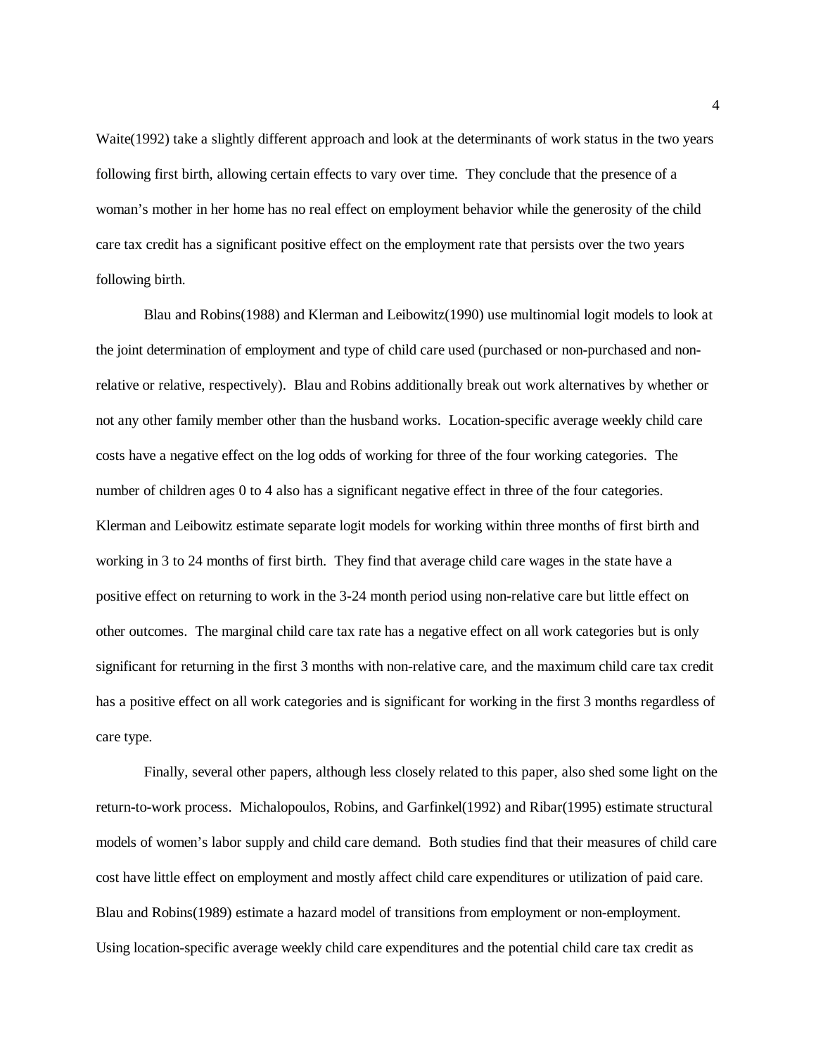Waite(1992) take a slightly different approach and look at the determinants of work status in the two years following first birth, allowing certain effects to vary over time. They conclude that the presence of a woman's mother in her home has no real effect on employment behavior while the generosity of the child care tax credit has a significant positive effect on the employment rate that persists over the two years following birth.

Blau and Robins(1988) and Klerman and Leibowitz(1990) use multinomial logit models to look at the joint determination of employment and type of child care used (purchased or non-purchased and non-relative or relative, respectively). Blau and Robins additionally break out work alternatives by whether or not any other family member other than the husband works. Location-specific average weekly child care costs have a negative effect on the log odds of working for three of the four working categories. The number of children ages 0 to 4 also has a significant negative effect in three of the four categories. Klerman and Leibowitz estimate separate logit models for working within three months of first birth and working in 3 to 24 months of first birth. They find that average child care wages in the state have a positive effect on returning to work in the 3-24 month period using non-relative care but little effect on other outcomes. The marginal child care tax rate has a negative effect on all work categories but is only significant for returning in the first 3 months with non-relative care, and the maximum child care tax credit has a positive effect on all work categories and is significant for working in the first 3 months regardless of care type.

Finally, several other papers, although less closely related to this paper, also shed some light on the return-to-work process. Michalopoulos, Robins, and Garfinkel(1992) and Ribar(1995) estimate structural models of women's labor supply and child care demand. Both studies find that their measures of child care cost have little effect on employment and mostly affect child care expenditures or utilization of paid care. Blau and Robins(1989) estimate a hazard model of transitions from employment or non-employment. Using location-specific average weekly child care expenditures and the potential child care tax credit as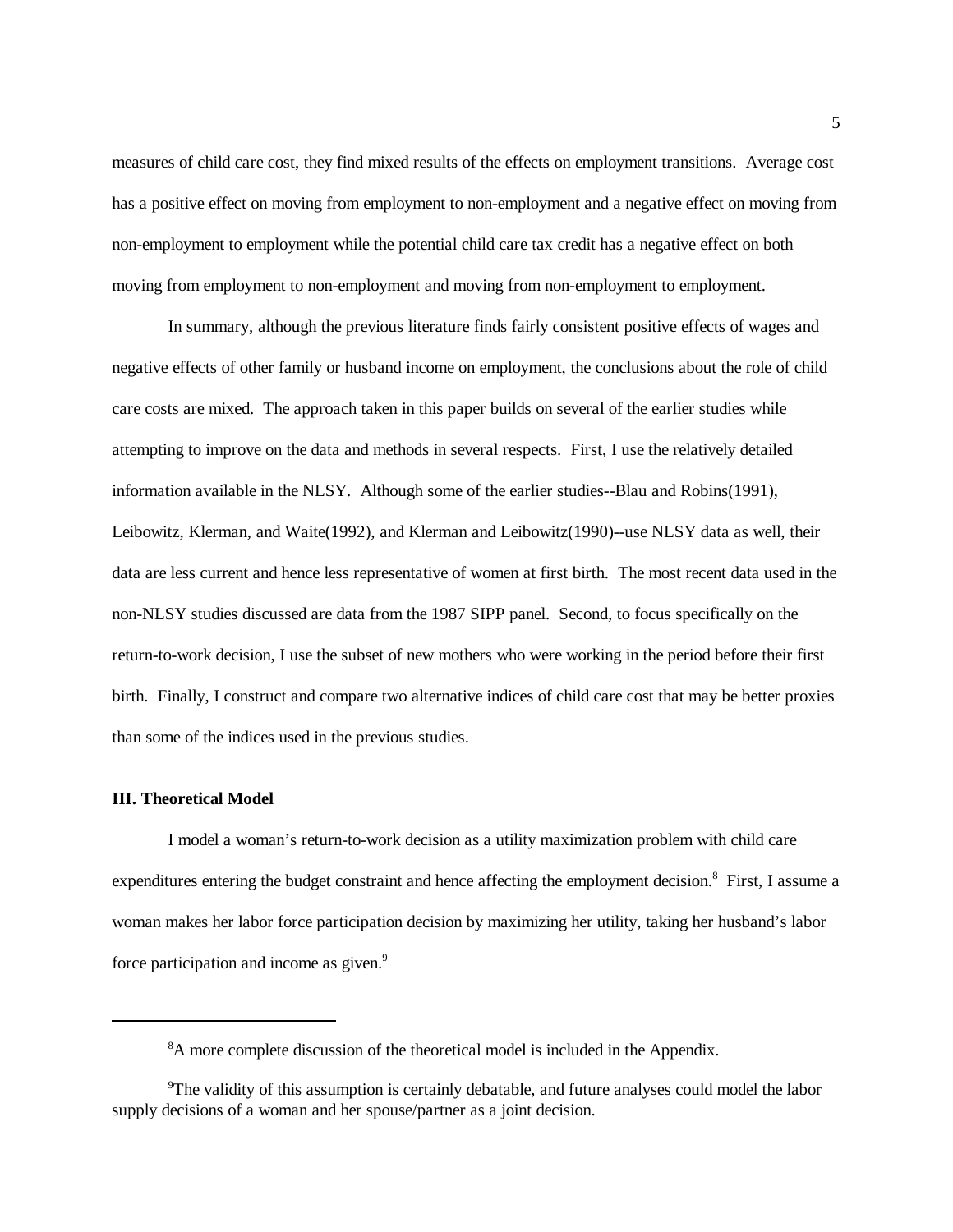measures of child care cost, they find mixed results of the effects on employment transitions. Average cost has a positive effect on moving from employment to non-employment and a negative effect on moving from non-employment to employment while the potential child care tax credit has a negative effect on both moving from employment to non-employment and moving from non-employment to employment.

In summary, although the previous literature finds fairly consistent positive effects of wages and negative effects of other family or husband income on employment, the conclusions about the role of child care costs are mixed. The approach taken in this paper builds on several of the earlier studies while attempting to improve on the data and methods in several respects. First, I use the relatively detailed information available in the NLSY. Although some of the earlier studies--Blau and Robins(1991), Leibowitz, Klerman, and Waite(1992), and Klerman and Leibowitz(1990)--use NLSY data as well, their data are less current and hence less representative of women at first birth. The most recent data used in the non-NLSY studies discussed are data from the 1987 SIPP panel. Second, to focus specifically on the return-to-work decision, I use the subset of new mothers who were working in the period before their first birth. Finally, I construct and compare two alternative indices of child care cost that may be better proxies than some of the indices used in the previous studies.

### III. Theoretical Model

I model a woman's return-to-work decision as a utility maximization problem with child care expenditures entering the budget constraint and hence affecting the employment decision.[8] First, I assume a woman makes her labor force participation decision by maximizing her utility, taking her husband's labor force participation and income as given.[9]

---

[8] A more complete discussion of the theoretical model is included in the Appendix.

[9] The validity of this assumption is certainly debatable, and future analyses could model the labor supply decisions of a woman and her spouse/partner as a joint decision.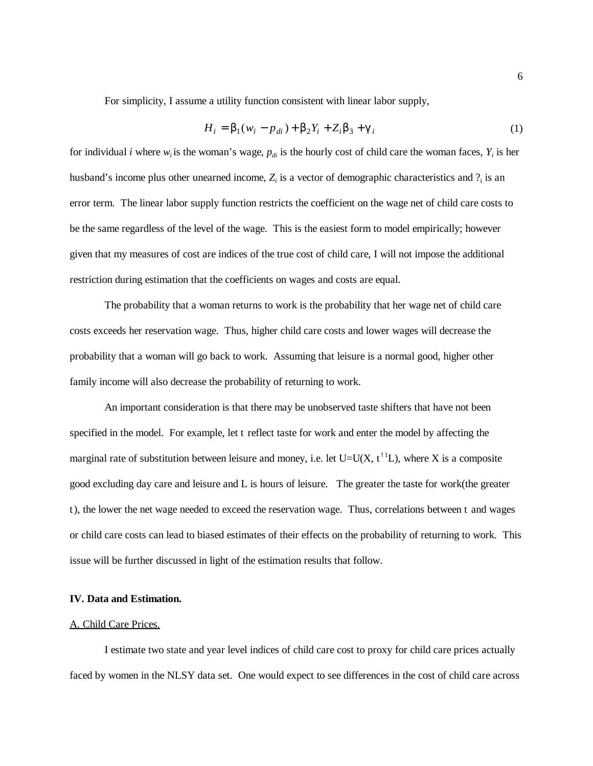For simplicity, I assume a utility function consistent with linear labor supply,

$$H_i = \beta_1(w_i - p_{di}) + \beta_2 Y_i + Z_i \beta_3 + \gamma_i \tag{1}$$

for individual *i* where $w_i$ is the woman's wage, $p_{di}$ is the hourly cost of child care the woman faces, $Y_i$ is her husband's income plus other unearned income, $Z_i$ is a vector of demographic characteristics and ?$_i$ is an error term. The linear labor supply function restricts the coefficient on the wage net of child care costs to be the same regardless of the level of the wage. This is the easiest form to model empirically; however given that my measures of cost are indices of the true cost of child care, I will not impose the additional restriction during estimation that the coefficients on wages and costs are equal.

The probability that a woman returns to work is the probability that her wage net of child care costs exceeds her reservation wage. Thus, higher child care costs and lower wages will decrease the probability that a woman will go back to work. Assuming that leisure is a normal good, higher other family income will also decrease the probability of returning to work.

An important consideration is that there may be unobserved taste shifters that have not been specified in the model. For example, let t reflect taste for work and enter the model by affecting the marginal rate of substitution between leisure and money, i.e. let U=U(X, $t^{-1}$L), where X is a composite good excluding day care and leisure and L is hours of leisure. The greater the taste for work(the greater t), the lower the net wage needed to exceed the reservation wage. Thus, correlations between t and wages or child care costs can lead to biased estimates of their effects on the probability of returning to work. This issue will be further discussed in light of the estimation results that follow.

**IV. Data and Estimation.**

A. Child Care Prices.

I estimate two state and year level indices of child care cost to proxy for child care prices actually faced by women in the NLSY data set. One would expect to see differences in the cost of child care across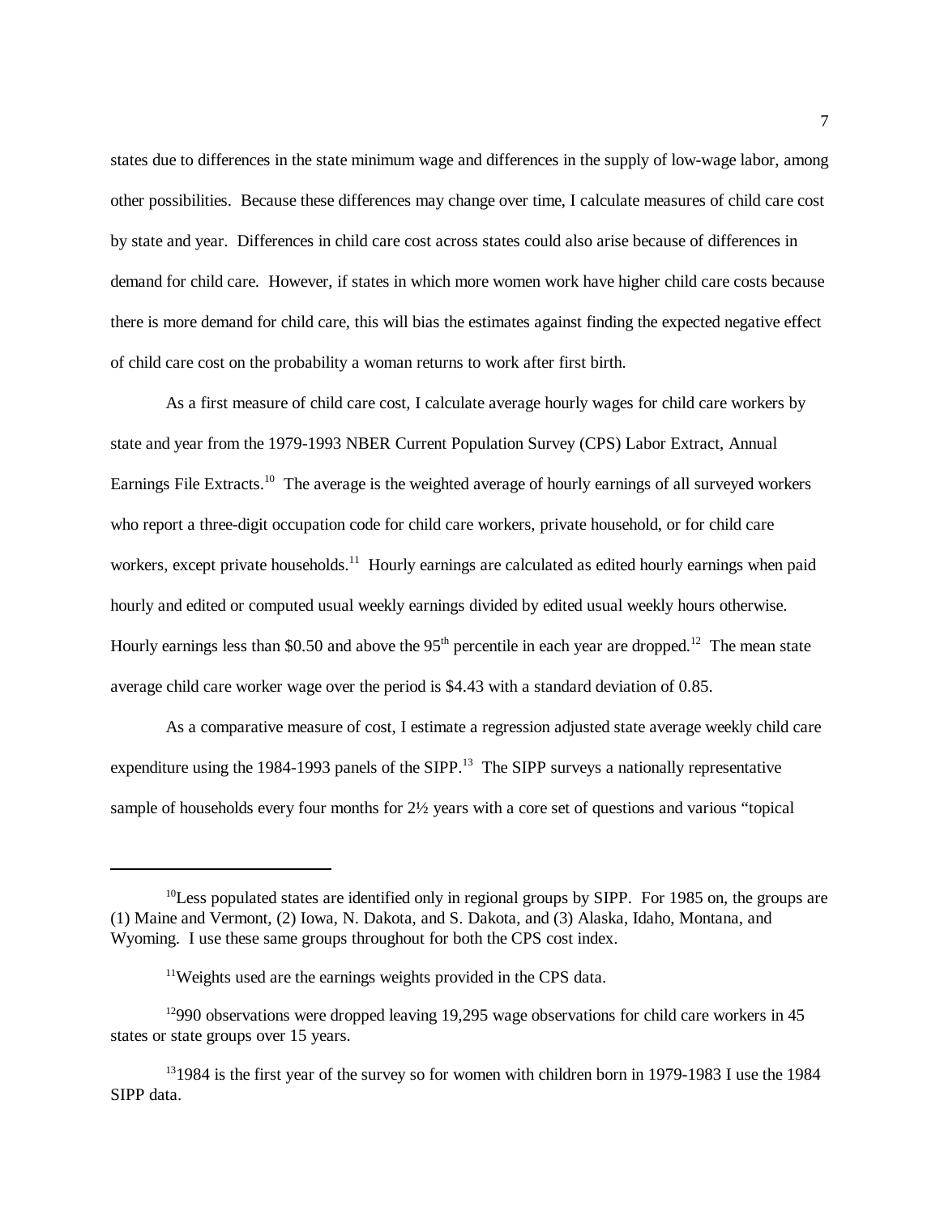states due to differences in the state minimum wage and differences in the supply of low-wage labor, among other possibilities. Because these differences may change over time, I calculate measures of child care cost by state and year. Differences in child care cost across states could also arise because of differences in demand for child care. However, if states in which more women work have higher child care costs because there is more demand for child care, this will bias the estimates against finding the expected negative effect of child care cost on the probability a woman returns to work after first birth.

As a first measure of child care cost, I calculate average hourly wages for child care workers by state and year from the 1979-1993 NBER Current Population Survey (CPS) Labor Extract, Annual Earnings File Extracts.[10] The average is the weighted average of hourly earnings of all surveyed workers who report a three-digit occupation code for child care workers, private household, or for child care workers, except private households.[11] Hourly earnings are calculated as edited hourly earnings when paid hourly and edited or computed usual weekly earnings divided by edited usual weekly hours otherwise. Hourly earnings less than $0.50 and above the 95th percentile in each year are dropped.[12] The mean state average child care worker wage over the period is $4.43 with a standard deviation of 0.85.

As a comparative measure of cost, I estimate a regression adjusted state average weekly child care expenditure using the 1984-1993 panels of the SIPP.[13] The SIPP surveys a nationally representative sample of households every four months for 2½ years with a core set of questions and various "topical

---

[10]Less populated states are identified only in regional groups by SIPP. For 1985 on, the groups are (1) Maine and Vermont, (2) Iowa, N. Dakota, and S. Dakota, and (3) Alaska, Idaho, Montana, and Wyoming. I use these same groups throughout for both the CPS cost index.

[11]Weights used are the earnings weights provided in the CPS data.

[12]990 observations were dropped leaving 19,295 wage observations for child care workers in 45 states or state groups over 15 years.

[13]1984 is the first year of the survey so for women with children born in 1979-1983 I use the 1984 SIPP data.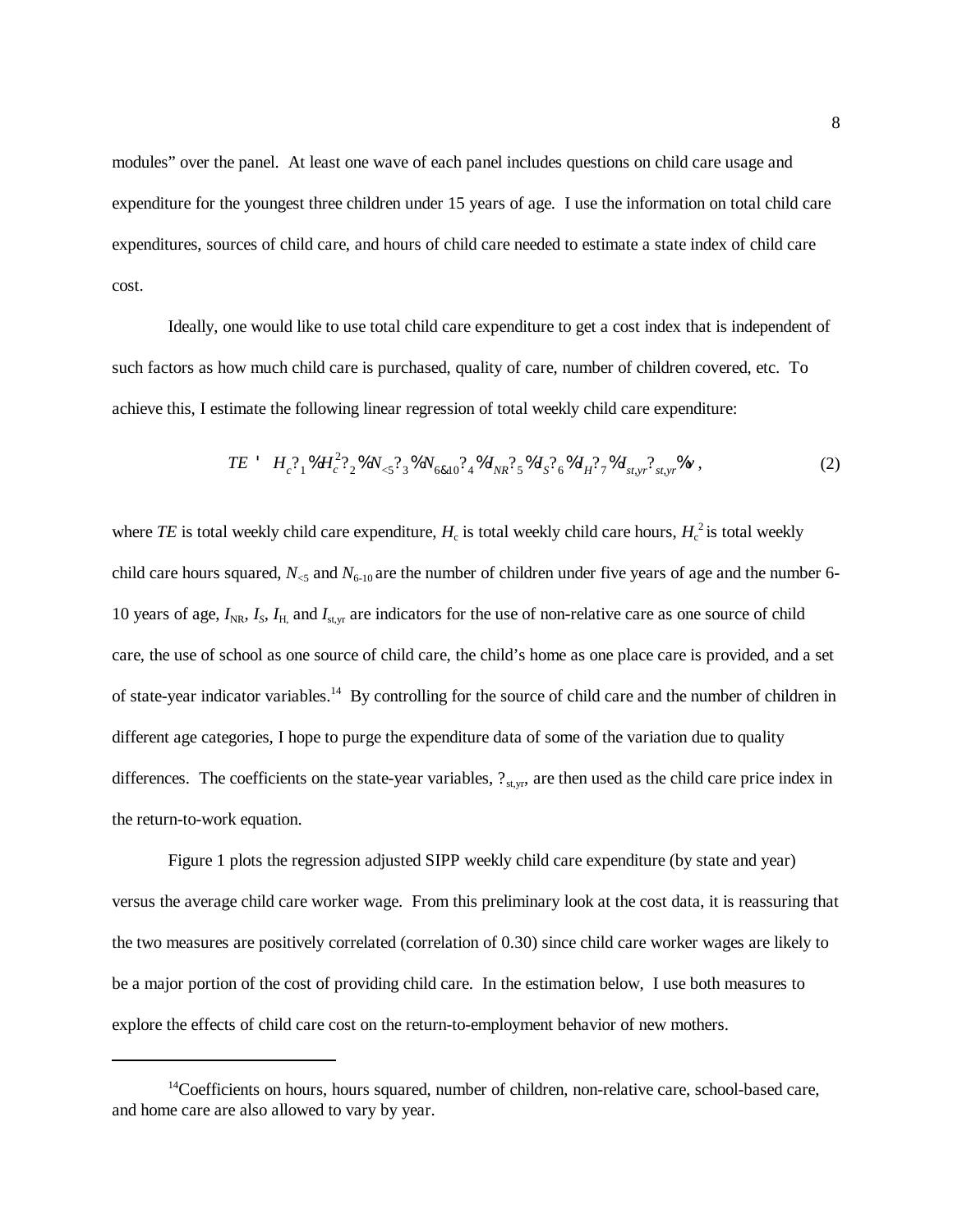modules" over the panel. At least one wave of each panel includes questions on child care usage and expenditure for the youngest three children under 15 years of age. I use the information on total child care expenditures, sources of child care, and hours of child care needed to estimate a state index of child care cost.

Ideally, one would like to use total child care expenditure to get a cost index that is independent of such factors as how much child care is purchased, quality of care, number of children covered, etc. To achieve this, I estimate the following linear regression of total weekly child care expenditure:

$$TE = H_c\beta_1 + H_c^2\beta_2 + N_{<5}\beta_3 + N_{6-10}\beta_4 + I_{NR}\beta_5 + I_S\beta_6 + I_H\beta_7 + I_{st,yr}\beta_{st,yr} + \nu\,, \tag{2}$$

where *TE* is total weekly child care expenditure, $H_c$ is total weekly child care hours, $H_c^2$ is total weekly child care hours squared, $N_{<5}$ and $N_{6\text{-}10}$ are the number of children under five years of age and the number 6-10 years of age, $I_{NR}$, $I_S$, $I_H$ and $I_{st,yr}$ are indicators for the use of non-relative care as one source of child care, the use of school as one source of child care, the child's home as one place care is provided, and a set of state-year indicator variables.[14] By controlling for the source of child care and the number of children in different age categories, I hope to purge the expenditure data of some of the variation due to quality differences. The coefficients on the state-year variables, $\beta_{st,yr}$, are then used as the child care price index in the return-to-work equation.

Figure 1 plots the regression adjusted SIPP weekly child care expenditure (by state and year) versus the average child care worker wage. From this preliminary look at the cost data, it is reassuring that the two measures are positively correlated (correlation of 0.30) since child care worker wages are likely to be a major portion of the cost of providing child care. In the estimation below, I use both measures to explore the effects of child care cost on the return-to-employment behavior of new mothers.

---

[14]Coefficients on hours, hours squared, number of children, non-relative care, school-based care, and home care are also allowed to vary by year.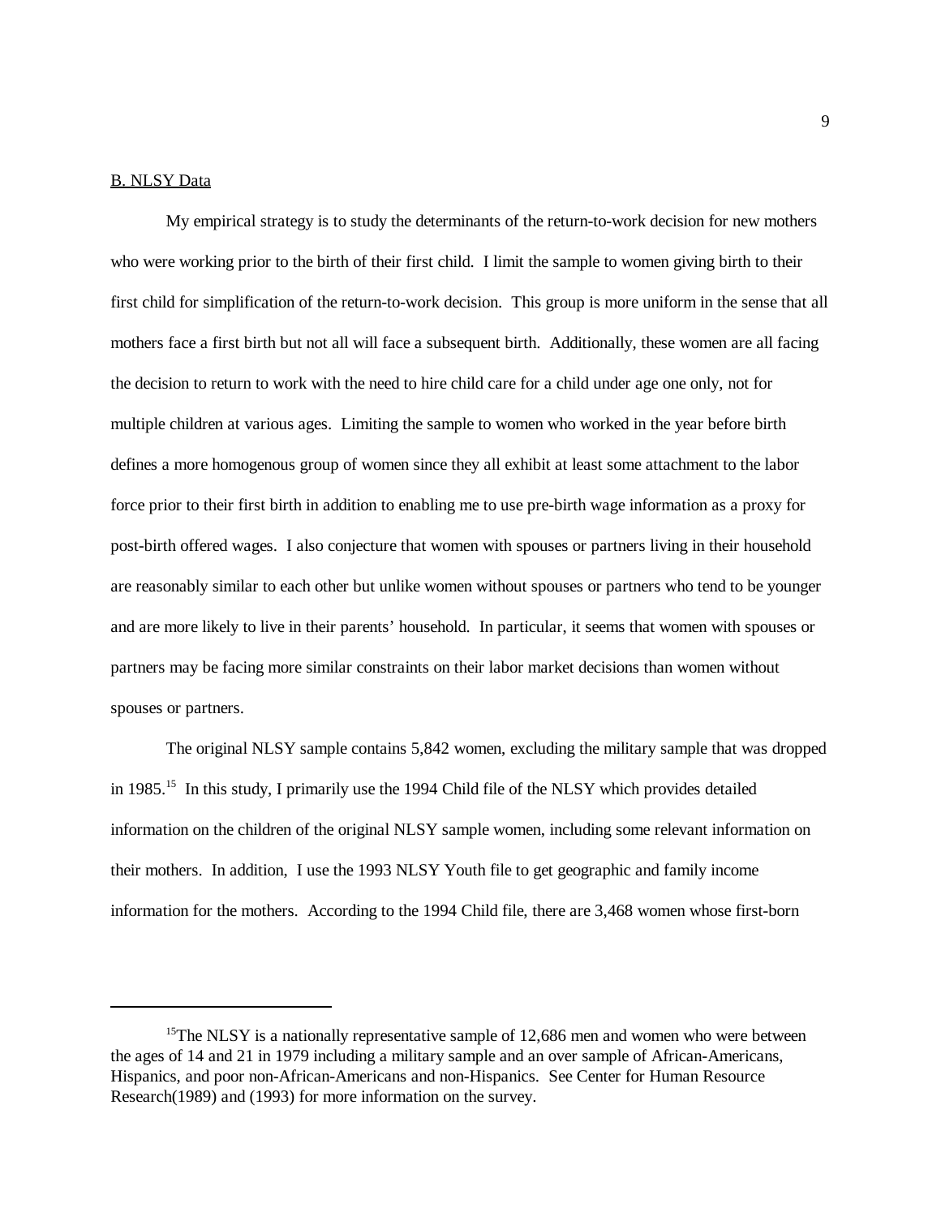B. NLSY Data

My empirical strategy is to study the determinants of the return-to-work decision for new mothers who were working prior to the birth of their first child. I limit the sample to women giving birth to their first child for simplification of the return-to-work decision. This group is more uniform in the sense that all mothers face a first birth but not all will face a subsequent birth. Additionally, these women are all facing the decision to return to work with the need to hire child care for a child under age one only, not for multiple children at various ages. Limiting the sample to women who worked in the year before birth defines a more homogenous group of women since they all exhibit at least some attachment to the labor force prior to their first birth in addition to enabling me to use pre-birth wage information as a proxy for post-birth offered wages. I also conjecture that women with spouses or partners living in their household are reasonably similar to each other but unlike women without spouses or partners who tend to be younger and are more likely to live in their parents' household. In particular, it seems that women with spouses or partners may be facing more similar constraints on their labor market decisions than women without spouses or partners.

The original NLSY sample contains 5,842 women, excluding the military sample that was dropped in 1985.[15] In this study, I primarily use the 1994 Child file of the NLSY which provides detailed information on the children of the original NLSY sample women, including some relevant information on their mothers. In addition, I use the 1993 NLSY Youth file to get geographic and family income information for the mothers. According to the 1994 Child file, there are 3,468 women whose first-born

[15]The NLSY is a nationally representative sample of 12,686 men and women who were between the ages of 14 and 21 in 1979 including a military sample and an over sample of African-Americans, Hispanics, and poor non-African-Americans and non-Hispanics. See Center for Human Resource Research(1989) and (1993) for more information on the survey.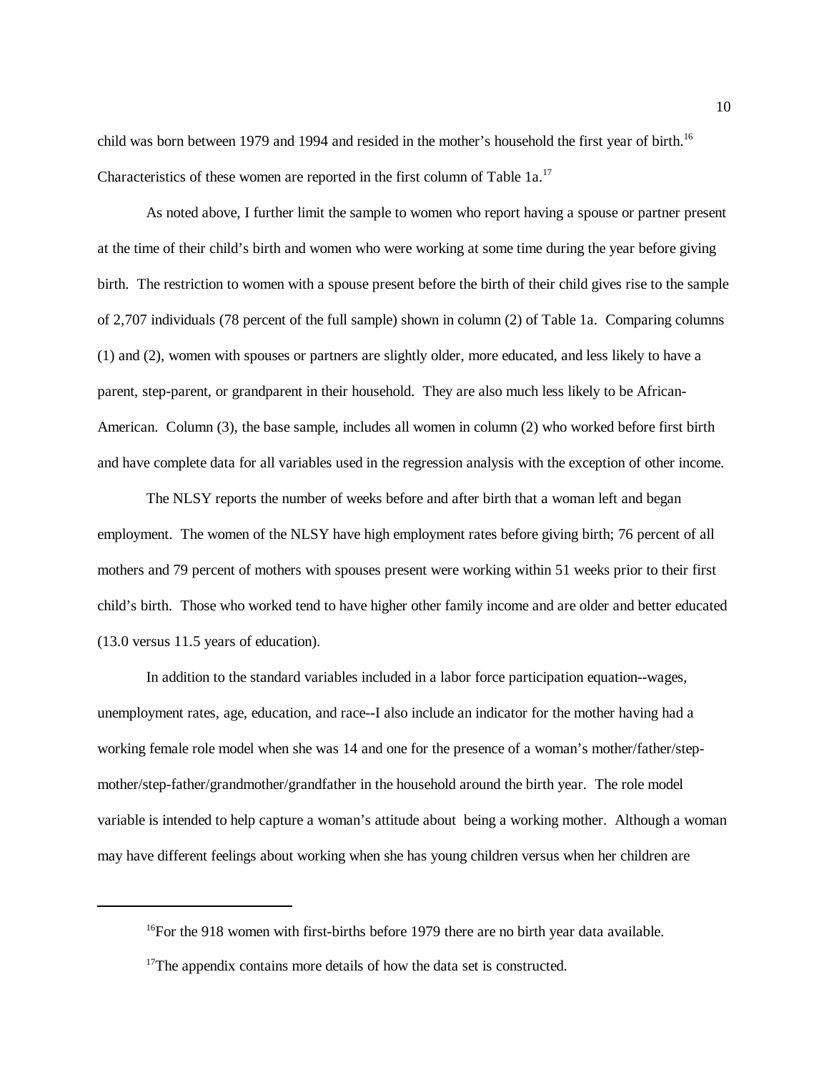child was born between 1979 and 1994 and resided in the mother's household the first year of birth.[16] Characteristics of these women are reported in the first column of Table 1a.[17]

As noted above, I further limit the sample to women who report having a spouse or partner present at the time of their child's birth and women who were working at some time during the year before giving birth. The restriction to women with a spouse present before the birth of their child gives rise to the sample of 2,707 individuals (78 percent of the full sample) shown in column (2) of Table 1a. Comparing columns (1) and (2), women with spouses or partners are slightly older, more educated, and less likely to have a parent, step-parent, or grandparent in their household. They are also much less likely to be African-American. Column (3), the base sample, includes all women in column (2) who worked before first birth and have complete data for all variables used in the regression analysis with the exception of other income.

The NLSY reports the number of weeks before and after birth that a woman left and began employment. The women of the NLSY have high employment rates before giving birth; 76 percent of all mothers and 79 percent of mothers with spouses present were working within 51 weeks prior to their first child's birth. Those who worked tend to have higher other family income and are older and better educated (13.0 versus 11.5 years of education).

In addition to the standard variables included in a labor force participation equation--wages, unemployment rates, age, education, and race--I also include an indicator for the mother having had a working female role model when she was 14 and one for the presence of a woman's mother/father/step-mother/step-father/grandmother/grandfather in the household around the birth year. The role model variable is intended to help capture a woman's attitude about being a working mother. Although a woman may have different feelings about working when she has young children versus when her children are

---

[16] For the 918 women with first-births before 1979 there are no birth year data available.

[17] The appendix contains more details of how the data set is constructed.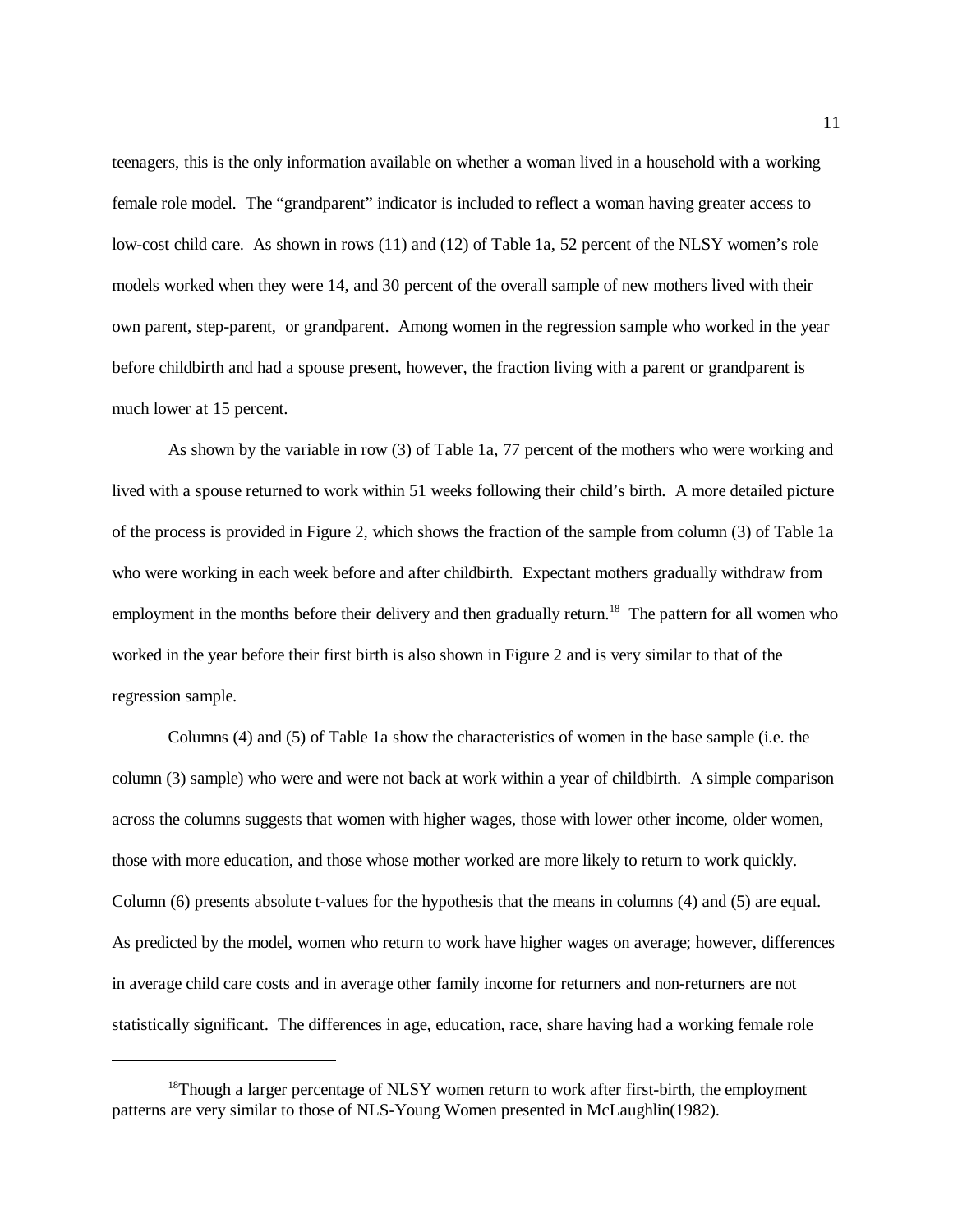teenagers, this is the only information available on whether a woman lived in a household with a working female role model. The "grandparent" indicator is included to reflect a woman having greater access to low-cost child care. As shown in rows (11) and (12) of Table 1a, 52 percent of the NLSY women's role models worked when they were 14, and 30 percent of the overall sample of new mothers lived with their own parent, step-parent, or grandparent. Among women in the regression sample who worked in the year before childbirth and had a spouse present, however, the fraction living with a parent or grandparent is much lower at 15 percent.

As shown by the variable in row (3) of Table 1a, 77 percent of the mothers who were working and lived with a spouse returned to work within 51 weeks following their child's birth. A more detailed picture of the process is provided in Figure 2, which shows the fraction of the sample from column (3) of Table 1a who were working in each week before and after childbirth. Expectant mothers gradually withdraw from employment in the months before their delivery and then gradually return.[18] The pattern for all women who worked in the year before their first birth is also shown in Figure 2 and is very similar to that of the regression sample.

Columns (4) and (5) of Table 1a show the characteristics of women in the base sample (i.e. the column (3) sample) who were and were not back at work within a year of childbirth. A simple comparison across the columns suggests that women with higher wages, those with lower other income, older women, those with more education, and those whose mother worked are more likely to return to work quickly. Column (6) presents absolute t-values for the hypothesis that the means in columns (4) and (5) are equal. As predicted by the model, women who return to work have higher wages on average; however, differences in average child care costs and in average other family income for returners and non-returners are not statistically significant. The differences in age, education, race, share having had a working female role

---

[18] Though a larger percentage of NLSY women return to work after first-birth, the employment patterns are very similar to those of NLS-Young Women presented in McLaughlin(1982).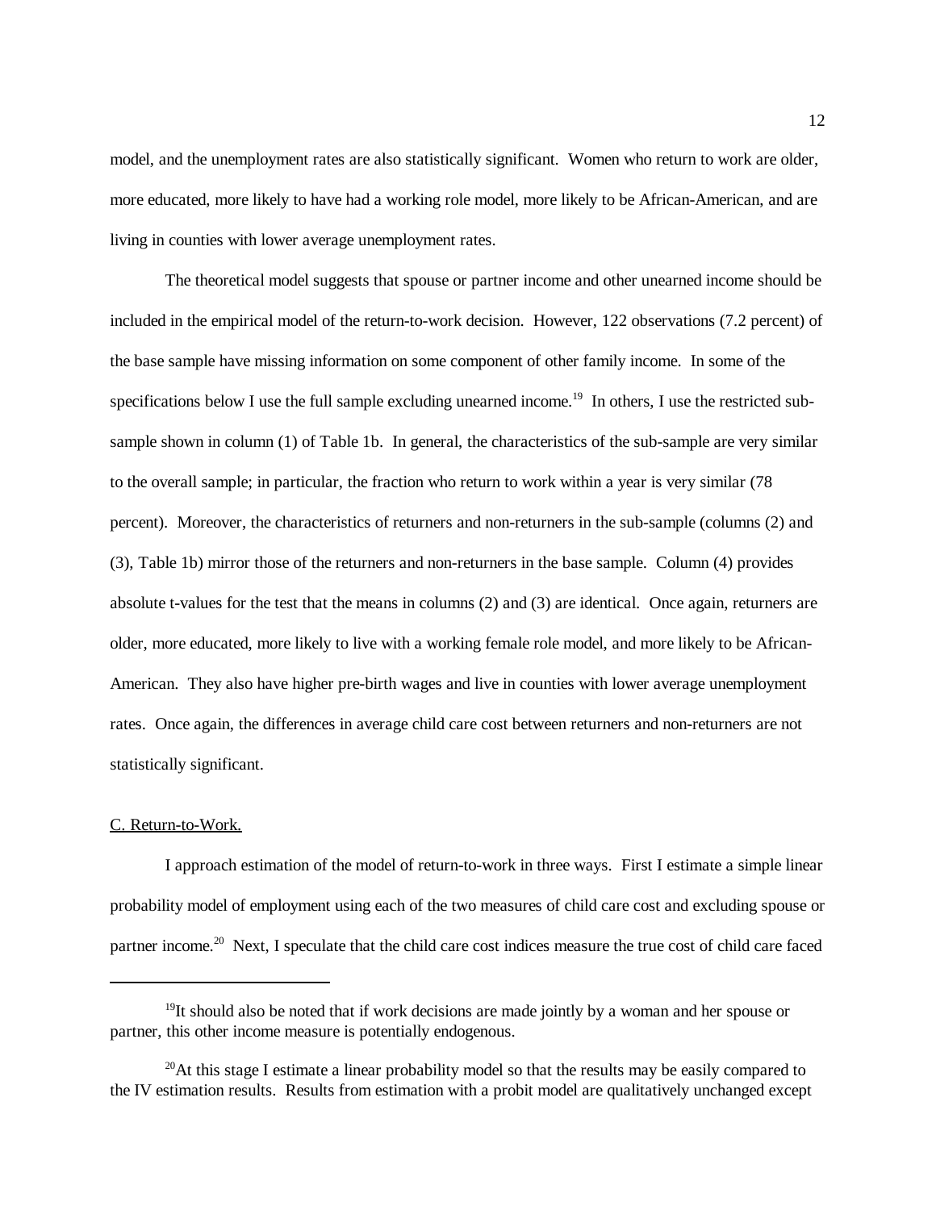model, and the unemployment rates are also statistically significant. Women who return to work are older, more educated, more likely to have had a working role model, more likely to be African-American, and are living in counties with lower average unemployment rates.

The theoretical model suggests that spouse or partner income and other unearned income should be included in the empirical model of the return-to-work decision. However, 122 observations (7.2 percent) of the base sample have missing information on some component of other family income. In some of the specifications below I use the full sample excluding unearned income.[19] In others, I use the restricted sub-sample shown in column (1) of Table 1b. In general, the characteristics of the sub-sample are very similar to the overall sample; in particular, the fraction who return to work within a year is very similar (78 percent). Moreover, the characteristics of returners and non-returners in the sub-sample (columns (2) and (3), Table 1b) mirror those of the returners and non-returners in the base sample. Column (4) provides absolute t-values for the test that the means in columns (2) and (3) are identical. Once again, returners are older, more educated, more likely to live with a working female role model, and more likely to be African-American. They also have higher pre-birth wages and live in counties with lower average unemployment rates. Once again, the differences in average child care cost between returners and non-returners are not statistically significant.

C. Return-to-Work.

I approach estimation of the model of return-to-work in three ways. First I estimate a simple linear probability model of employment using each of the two measures of child care cost and excluding spouse or partner income.[20] Next, I speculate that the child care cost indices measure the true cost of child care faced

---

[19] It should also be noted that if work decisions are made jointly by a woman and her spouse or partner, this other income measure is potentially endogenous.

[20] At this stage I estimate a linear probability model so that the results may be easily compared to the IV estimation results. Results from estimation with a probit model are qualitatively unchanged except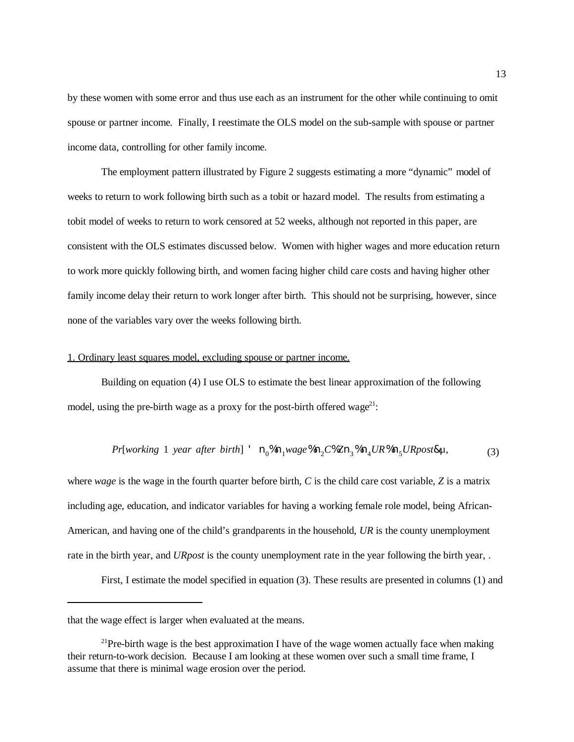by these women with some error and thus use each as an instrument for the other while continuing to omit spouse or partner income. Finally, I reestimate the OLS model on the sub-sample with spouse or partner income data, controlling for other family income.

The employment pattern illustrated by Figure 2 suggests estimating a more "dynamic" model of weeks to return to work following birth such as a tobit or hazard model. The results from estimating a tobit model of weeks to return to work censored at 52 weeks, although not reported in this paper, are consistent with the OLS estimates discussed below. Women with higher wages and more education return to work more quickly following birth, and women facing higher child care costs and having higher other family income delay their return to work longer after birth. This should not be surprising, however, since none of the variables vary over the weeks following birth.

1. Ordinary least squares model, excluding spouse or partner income.

Building on equation (4) I use OLS to estimate the best linear approximation of the following model, using the pre-birth wage as a proxy for the post-birth offered wage[21]:

$$Pr[working\ 1\ year\ after\ birth] = \eta_0 + \eta_1 wage + \eta_2 C + Z\eta_3 + \eta_4 UR + \eta_5 URpost + \mu, \tag{3}$$

where *wage* is the wage in the fourth quarter before birth, *C* is the child care cost variable, *Z* is a matrix including age, education, and indicator variables for having a working female role model, being African-American, and having one of the child's grandparents in the household, *UR* is the county unemployment rate in the birth year, and *URpost* is the county unemployment rate in the year following the birth year, .

First, I estimate the model specified in equation (3). These results are presented in columns (1) and

---

that the wage effect is larger when evaluated at the means.

[21]Pre-birth wage is the best approximation I have of the wage women actually face when making their return-to-work decision. Because I am looking at these women over such a small time frame, I assume that there is minimal wage erosion over the period.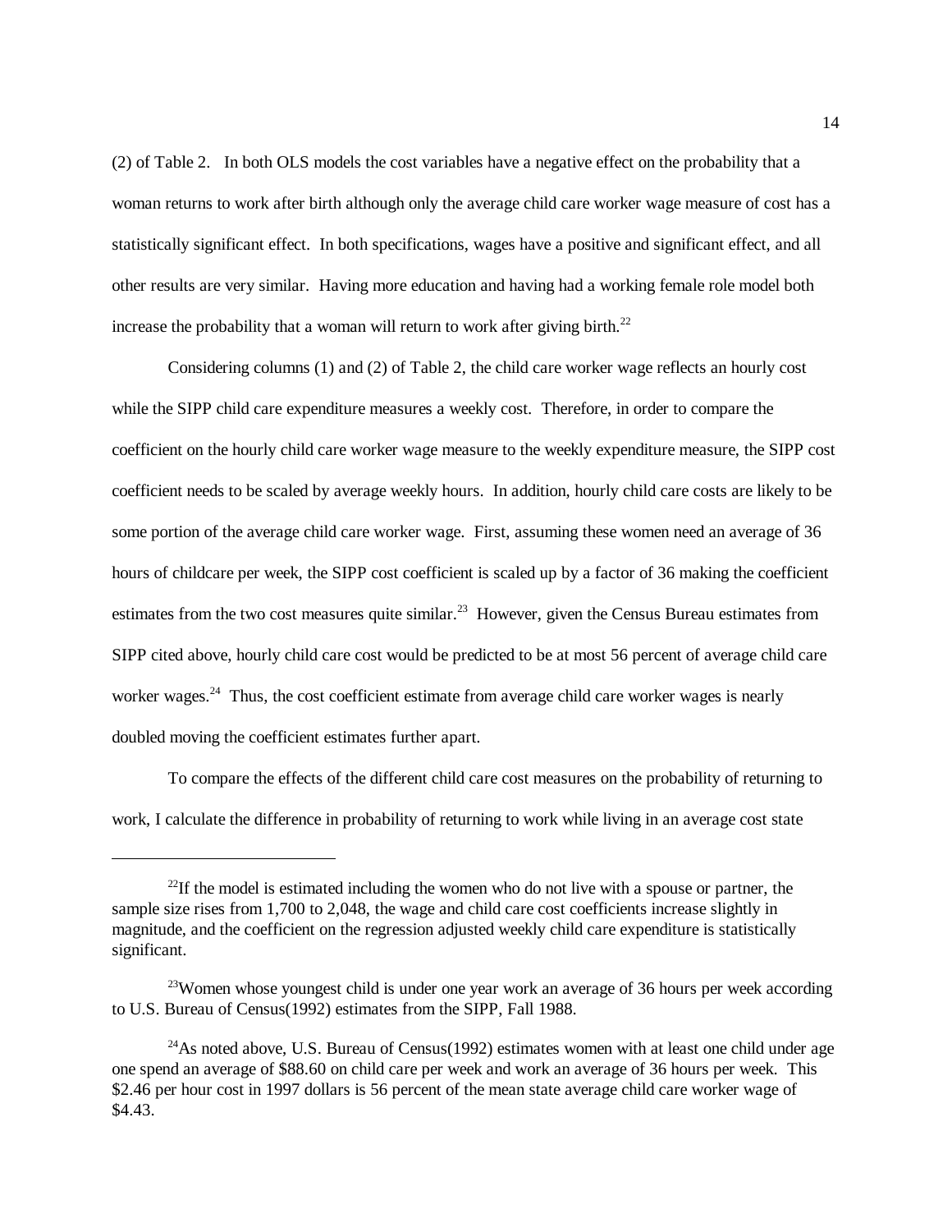(2) of Table 2. In both OLS models the cost variables have a negative effect on the probability that a woman returns to work after birth although only the average child care worker wage measure of cost has a statistically significant effect. In both specifications, wages have a positive and significant effect, and all other results are very similar. Having more education and having had a working female role model both increase the probability that a woman will return to work after giving birth.[22]

Considering columns (1) and (2) of Table 2, the child care worker wage reflects an hourly cost while the SIPP child care expenditure measures a weekly cost. Therefore, in order to compare the coefficient on the hourly child care worker wage measure to the weekly expenditure measure, the SIPP cost coefficient needs to be scaled by average weekly hours. In addition, hourly child care costs are likely to be some portion of the average child care worker wage. First, assuming these women need an average of 36 hours of childcare per week, the SIPP cost coefficient is scaled up by a factor of 36 making the coefficient estimates from the two cost measures quite similar.[23] However, given the Census Bureau estimates from SIPP cited above, hourly child care cost would be predicted to be at most 56 percent of average child care worker wages.[24] Thus, the cost coefficient estimate from average child care worker wages is nearly doubled moving the coefficient estimates further apart.

To compare the effects of the different child care cost measures on the probability of returning to work, I calculate the difference in probability of returning to work while living in an average cost state

---

[22]If the model is estimated including the women who do not live with a spouse or partner, the sample size rises from 1,700 to 2,048, the wage and child care cost coefficients increase slightly in magnitude, and the coefficient on the regression adjusted weekly child care expenditure is statistically significant.

[23]Women whose youngest child is under one year work an average of 36 hours per week according to U.S. Bureau of Census(1992) estimates from the SIPP, Fall 1988.

[24]As noted above, U.S. Bureau of Census(1992) estimates women with at least one child under age one spend an average of $88.60 on child care per week and work an average of 36 hours per week. This $2.46 per hour cost in 1997 dollars is 56 percent of the mean state average child care worker wage of $4.43.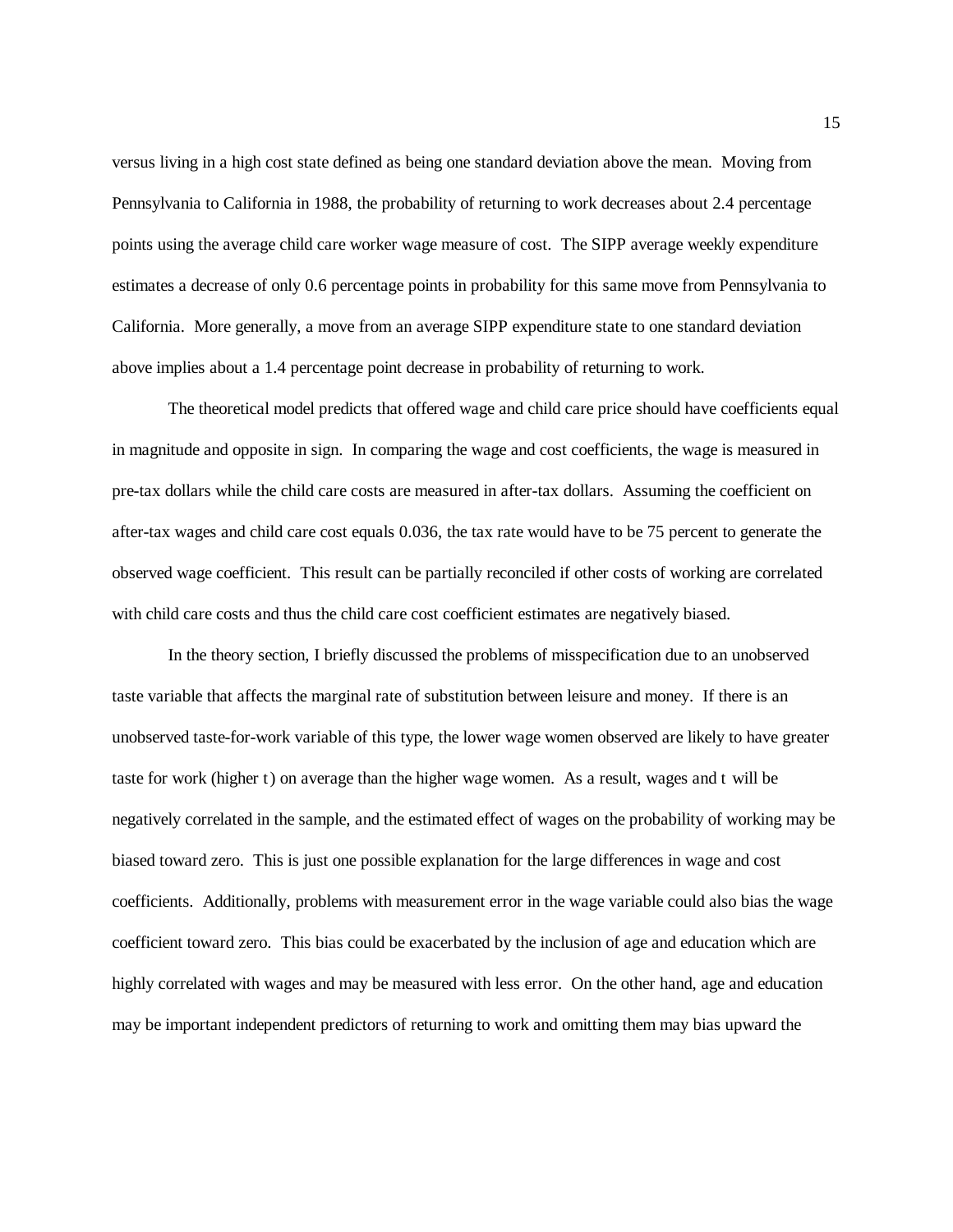versus living in a high cost state defined as being one standard deviation above the mean. Moving from Pennsylvania to California in 1988, the probability of returning to work decreases about 2.4 percentage points using the average child care worker wage measure of cost. The SIPP average weekly expenditure estimates a decrease of only 0.6 percentage points in probability for this same move from Pennsylvania to California. More generally, a move from an average SIPP expenditure state to one standard deviation above implies about a 1.4 percentage point decrease in probability of returning to work.

The theoretical model predicts that offered wage and child care price should have coefficients equal in magnitude and opposite in sign. In comparing the wage and cost coefficients, the wage is measured in pre-tax dollars while the child care costs are measured in after-tax dollars. Assuming the coefficient on after-tax wages and child care cost equals 0.036, the tax rate would have to be 75 percent to generate the observed wage coefficient. This result can be partially reconciled if other costs of working are correlated with child care costs and thus the child care cost coefficient estimates are negatively biased.

In the theory section, I briefly discussed the problems of misspecification due to an unobserved taste variable that affects the marginal rate of substitution between leisure and money. If there is an unobserved taste-for-work variable of this type, the lower wage women observed are likely to have greater taste for work (higher $t$) on average than the higher wage women. As a result, wages and $t$ will be negatively correlated in the sample, and the estimated effect of wages on the probability of working may be biased toward zero. This is just one possible explanation for the large differences in wage and cost coefficients. Additionally, problems with measurement error in the wage variable could also bias the wage coefficient toward zero. This bias could be exacerbated by the inclusion of age and education which are highly correlated with wages and may be measured with less error. On the other hand, age and education may be important independent predictors of returning to work and omitting them may bias upward the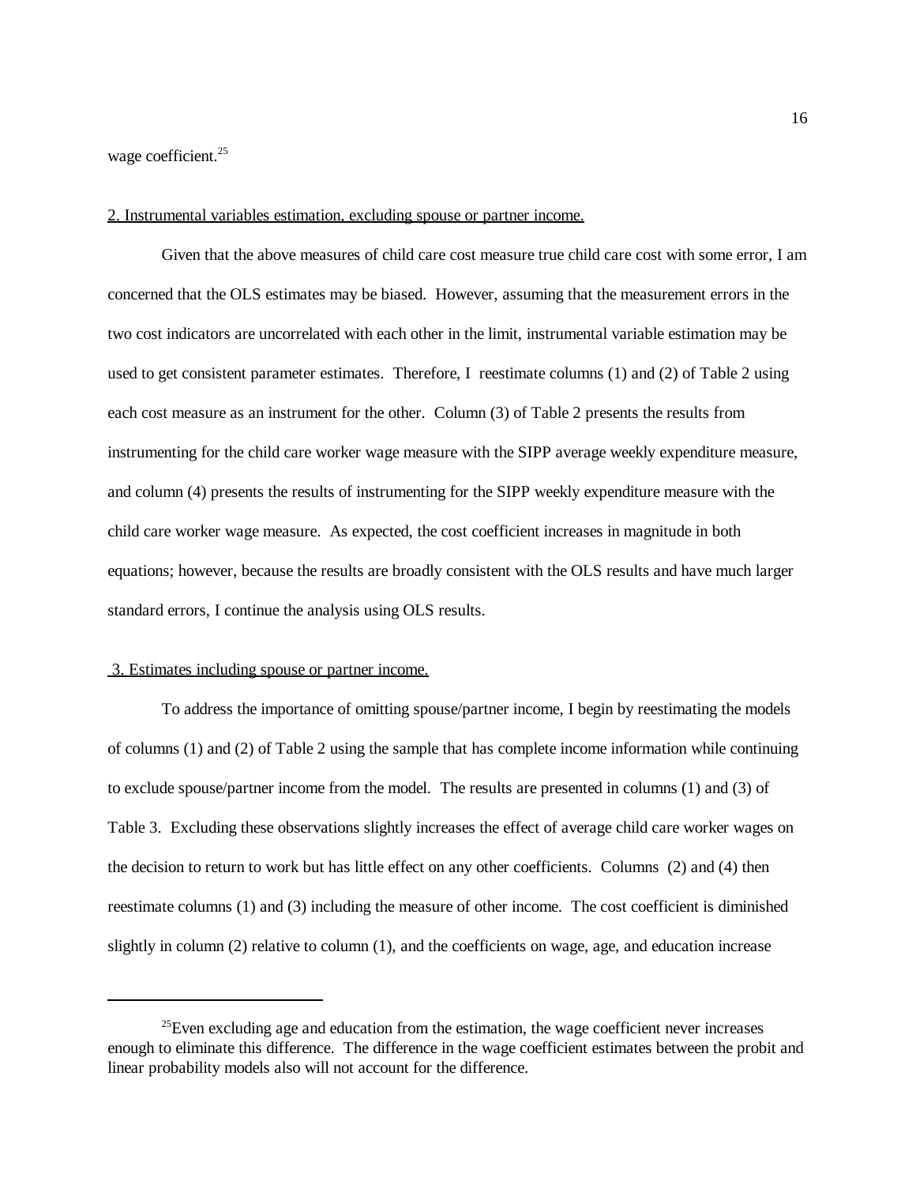wage coefficient.[25]

2. Instrumental variables estimation, excluding spouse or partner income.

Given that the above measures of child care cost measure true child care cost with some error, I am concerned that the OLS estimates may be biased. However, assuming that the measurement errors in the two cost indicators are uncorrelated with each other in the limit, instrumental variable estimation may be used to get consistent parameter estimates. Therefore, I reestimate columns (1) and (2) of Table 2 using each cost measure as an instrument for the other. Column (3) of Table 2 presents the results from instrumenting for the child care worker wage measure with the SIPP average weekly expenditure measure, and column (4) presents the results of instrumenting for the SIPP weekly expenditure measure with the child care worker wage measure. As expected, the cost coefficient increases in magnitude in both equations; however, because the results are broadly consistent with the OLS results and have much larger standard errors, I continue the analysis using OLS results.

3. Estimates including spouse or partner income.

To address the importance of omitting spouse/partner income, I begin by reestimating the models of columns (1) and (2) of Table 2 using the sample that has complete income information while continuing to exclude spouse/partner income from the model. The results are presented in columns (1) and (3) of Table 3. Excluding these observations slightly increases the effect of average child care worker wages on the decision to return to work but has little effect on any other coefficients. Columns (2) and (4) then reestimate columns (1) and (3) including the measure of other income. The cost coefficient is diminished slightly in column (2) relative to column (1), and the coefficients on wage, age, and education increase

---

[25]Even excluding age and education from the estimation, the wage coefficient never increases enough to eliminate this difference. The difference in the wage coefficient estimates between the probit and linear probability models also will not account for the difference.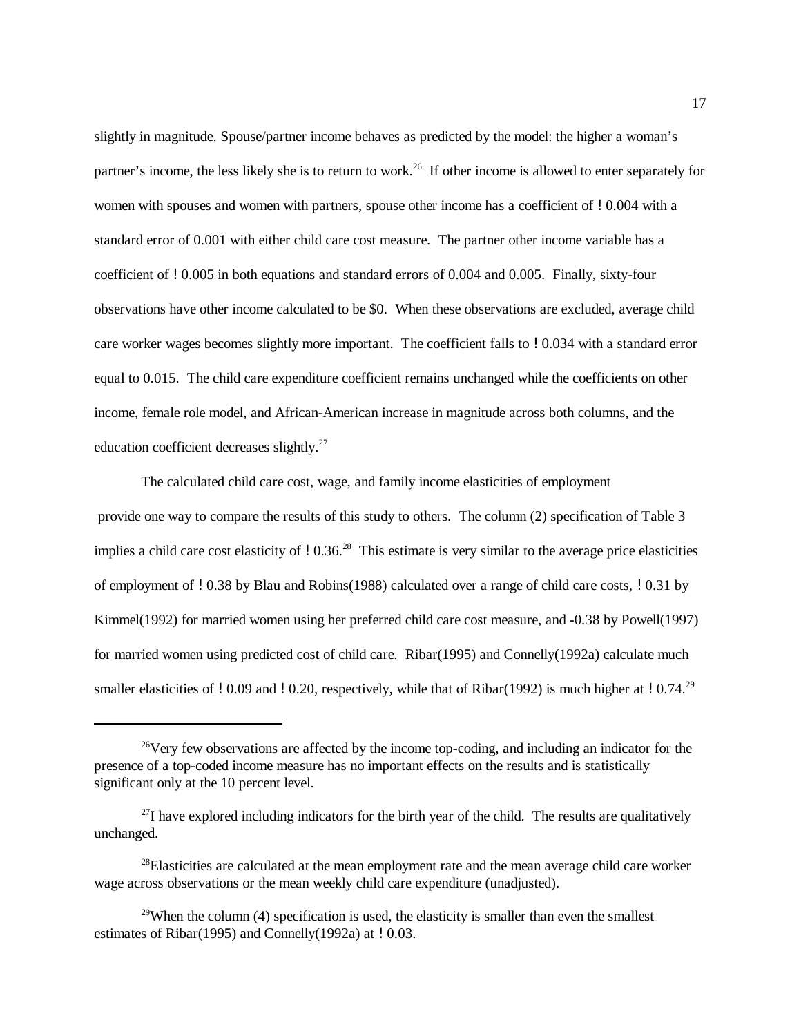slightly in magnitude. Spouse/partner income behaves as predicted by the model: the higher a woman's partner's income, the less likely she is to return to work.[26] If other income is allowed to enter separately for women with spouses and women with partners, spouse other income has a coefficient of ! 0.004 with a standard error of 0.001 with either child care cost measure. The partner other income variable has a coefficient of ! 0.005 in both equations and standard errors of 0.004 and 0.005. Finally, sixty-four observations have other income calculated to be \$0. When these observations are excluded, average child care worker wages becomes slightly more important. The coefficient falls to ! 0.034 with a standard error equal to 0.015. The child care expenditure coefficient remains unchanged while the coefficients on other income, female role model, and African-American increase in magnitude across both columns, and the education coefficient decreases slightly.[27]

The calculated child care cost, wage, and family income elasticities of employment provide one way to compare the results of this study to others. The column (2) specification of Table 3 implies a child care cost elasticity of ! 0.36.[28] This estimate is very similar to the average price elasticities of employment of ! 0.38 by Blau and Robins(1988) calculated over a range of child care costs, ! 0.31 by Kimmel(1992) for married women using her preferred child care cost measure, and -0.38 by Powell(1997) for married women using predicted cost of child care. Ribar(1995) and Connelly(1992a) calculate much smaller elasticities of ! 0.09 and ! 0.20, respectively, while that of Ribar(1992) is much higher at ! 0.74.[29]

---

[26]Very few observations are affected by the income top-coding, and including an indicator for the presence of a top-coded income measure has no important effects on the results and is statistically significant only at the 10 percent level.

[27]I have explored including indicators for the birth year of the child. The results are qualitatively unchanged.

[28]Elasticities are calculated at the mean employment rate and the mean average child care worker wage across observations or the mean weekly child care expenditure (unadjusted).

[29]When the column (4) specification is used, the elasticity is smaller than even the smallest estimates of Ribar(1995) and Connelly(1992a) at ! 0.03.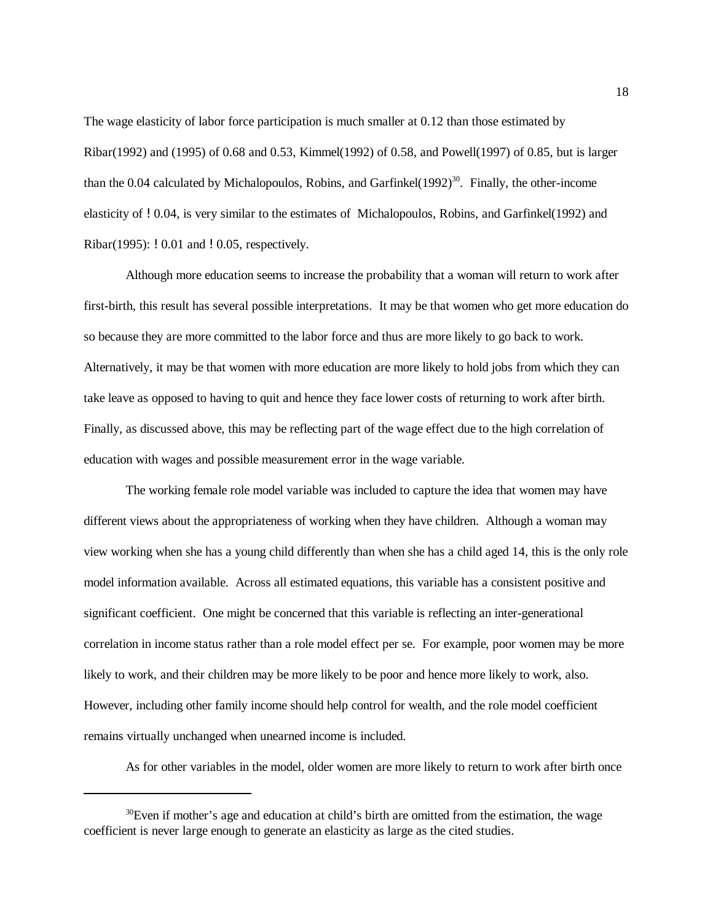The wage elasticity of labor force participation is much smaller at 0.12 than those estimated by Ribar(1992) and (1995) of 0.68 and 0.53, Kimmel(1992) of 0.58, and Powell(1997) of 0.85, but is larger than the 0.04 calculated by Michalopoulos, Robins, and Garfinkel(1992)[30]. Finally, the other-income elasticity of −0.04, is very similar to the estimates of Michalopoulos, Robins, and Garfinkel(1992) and Ribar(1995): −0.01 and −0.05, respectively.

Although more education seems to increase the probability that a woman will return to work after first-birth, this result has several possible interpretations. It may be that women who get more education do so because they are more committed to the labor force and thus are more likely to go back to work. Alternatively, it may be that women with more education are more likely to hold jobs from which they can take leave as opposed to having to quit and hence they face lower costs of returning to work after birth. Finally, as discussed above, this may be reflecting part of the wage effect due to the high correlation of education with wages and possible measurement error in the wage variable.

The working female role model variable was included to capture the idea that women may have different views about the appropriateness of working when they have children. Although a woman may view working when she has a young child differently than when she has a child aged 14, this is the only role model information available. Across all estimated equations, this variable has a consistent positive and significant coefficient. One might be concerned that this variable is reflecting an inter-generational correlation in income status rather than a role model effect per se. For example, poor women may be more likely to work, and their children may be more likely to be poor and hence more likely to work, also. However, including other family income should help control for wealth, and the role model coefficient remains virtually unchanged when unearned income is included.

As for other variables in the model, older women are more likely to return to work after birth once

[30]Even if mother's age and education at child's birth are omitted from the estimation, the wage coefficient is never large enough to generate an elasticity as large as the cited studies.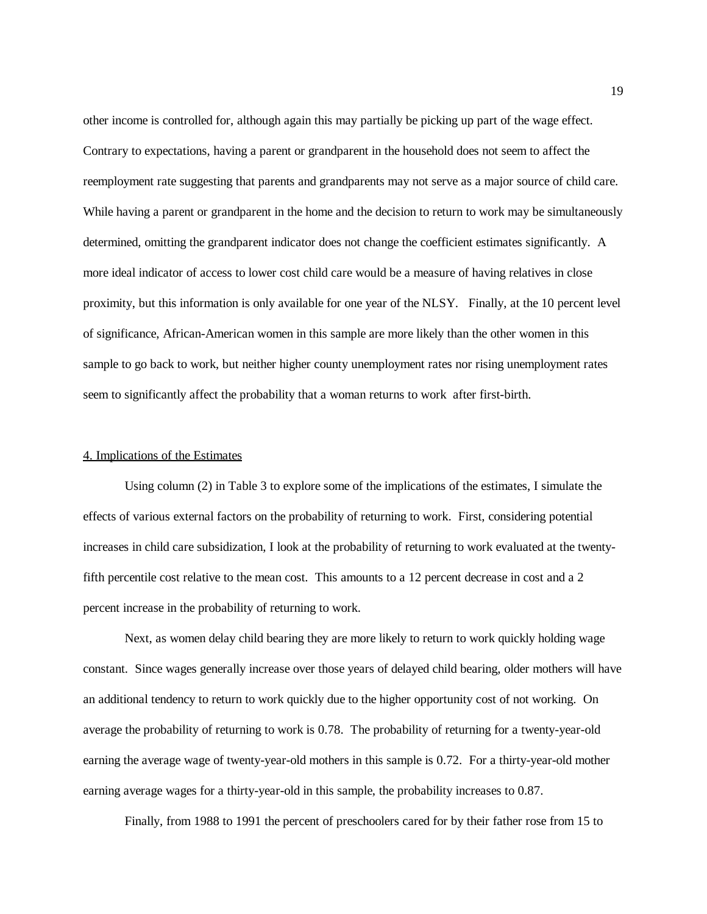other income is controlled for, although again this may partially be picking up part of the wage effect. Contrary to expectations, having a parent or grandparent in the household does not seem to affect the reemployment rate suggesting that parents and grandparents may not serve as a major source of child care. While having a parent or grandparent in the home and the decision to return to work may be simultaneously determined, omitting the grandparent indicator does not change the coefficient estimates significantly. A more ideal indicator of access to lower cost child care would be a measure of having relatives in close proximity, but this information is only available for one year of the NLSY. Finally, at the 10 percent level of significance, African-American women in this sample are more likely than the other women in this sample to go back to work, but neither higher county unemployment rates nor rising unemployment rates seem to significantly affect the probability that a woman returns to work after first-birth.

## 4. Implications of the Estimates

Using column (2) in Table 3 to explore some of the implications of the estimates, I simulate the effects of various external factors on the probability of returning to work. First, considering potential increases in child care subsidization, I look at the probability of returning to work evaluated at the twenty-fifth percentile cost relative to the mean cost. This amounts to a 12 percent decrease in cost and a 2 percent increase in the probability of returning to work.

Next, as women delay child bearing they are more likely to return to work quickly holding wage constant. Since wages generally increase over those years of delayed child bearing, older mothers will have an additional tendency to return to work quickly due to the higher opportunity cost of not working. On average the probability of returning to work is 0.78. The probability of returning for a twenty-year-old earning the average wage of twenty-year-old mothers in this sample is 0.72. For a thirty-year-old mother earning average wages for a thirty-year-old in this sample, the probability increases to 0.87.

Finally, from 1988 to 1991 the percent of preschoolers cared for by their father rose from 15 to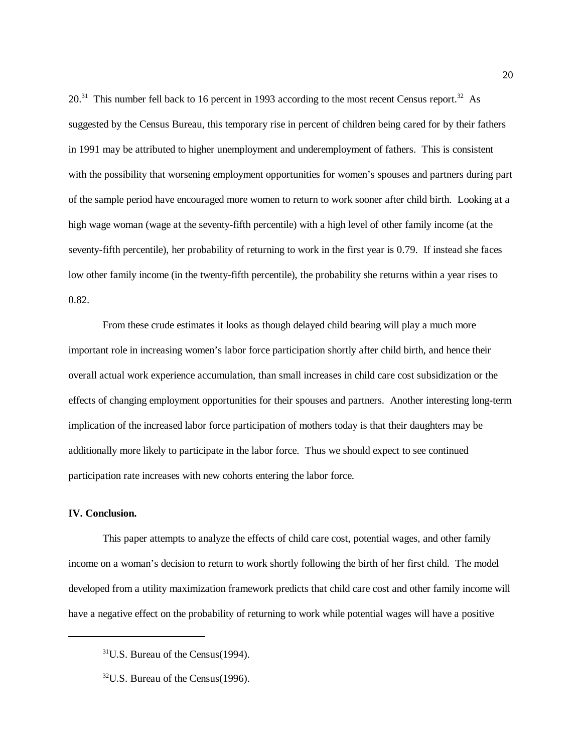20.[31] This number fell back to 16 percent in 1993 according to the most recent Census report.[32] As suggested by the Census Bureau, this temporary rise in percent of children being cared for by their fathers in 1991 may be attributed to higher unemployment and underemployment of fathers. This is consistent with the possibility that worsening employment opportunities for women's spouses and partners during part of the sample period have encouraged more women to return to work sooner after child birth. Looking at a high wage woman (wage at the seventy-fifth percentile) with a high level of other family income (at the seventy-fifth percentile), her probability of returning to work in the first year is 0.79. If instead she faces low other family income (in the twenty-fifth percentile), the probability she returns within a year rises to 0.82.

From these crude estimates it looks as though delayed child bearing will play a much more important role in increasing women's labor force participation shortly after child birth, and hence their overall actual work experience accumulation, than small increases in child care cost subsidization or the effects of changing employment opportunities for their spouses and partners. Another interesting long-term implication of the increased labor force participation of mothers today is that their daughters may be additionally more likely to participate in the labor force. Thus we should expect to see continued participation rate increases with new cohorts entering the labor force.

**IV. Conclusion.**

This paper attempts to analyze the effects of child care cost, potential wages, and other family income on a woman's decision to return to work shortly following the birth of her first child. The model developed from a utility maximization framework predicts that child care cost and other family income will have a negative effect on the probability of returning to work while potential wages will have a positive

---

[31] U.S. Bureau of the Census(1994).

[32] U.S. Bureau of the Census(1996).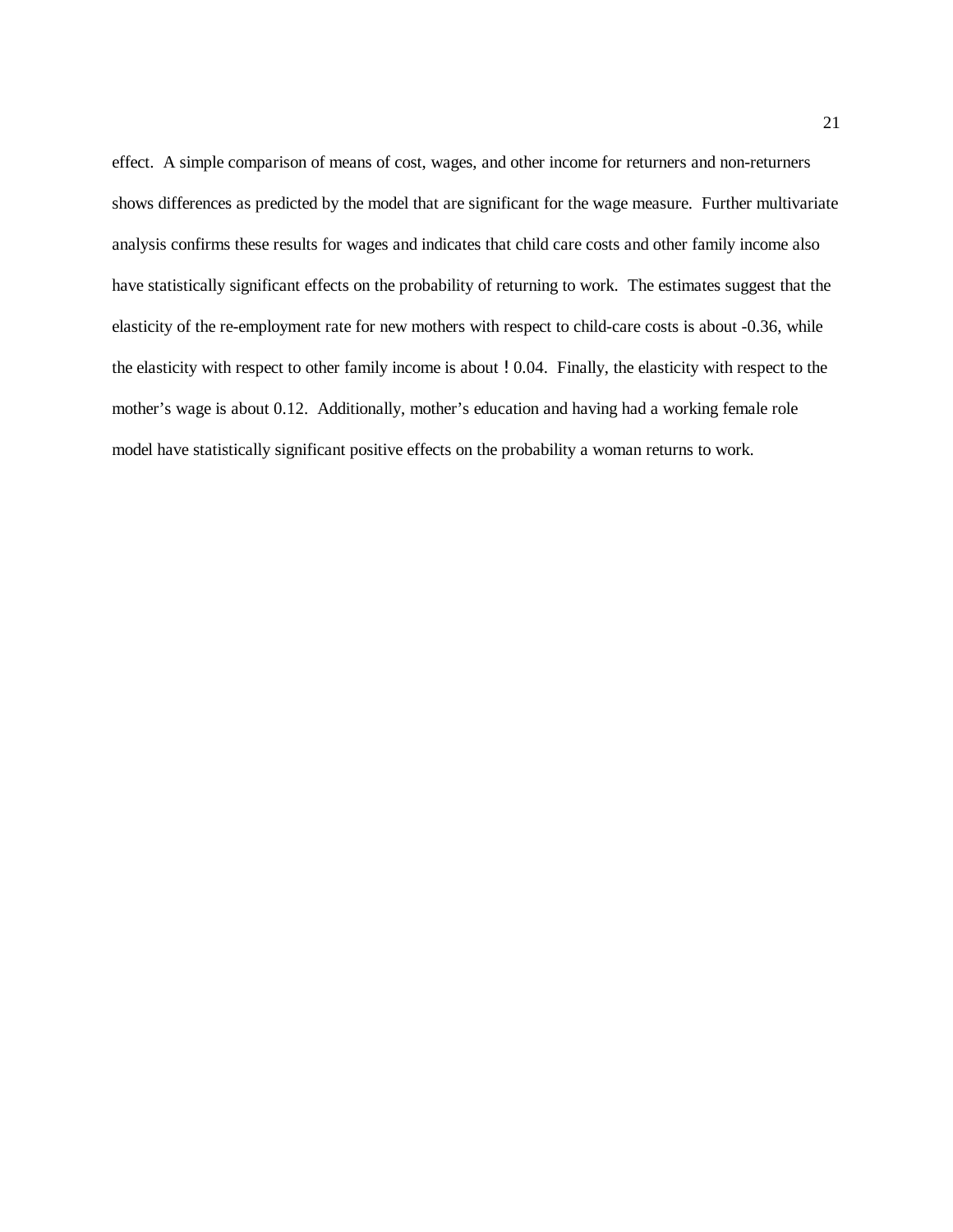effect. A simple comparison of means of cost, wages, and other income for returners and non-returners shows differences as predicted by the model that are significant for the wage measure. Further multivariate analysis confirms these results for wages and indicates that child care costs and other family income also have statistically significant effects on the probability of returning to work. The estimates suggest that the elasticity of the re-employment rate for new mothers with respect to child-care costs is about -0.36, while the elasticity with respect to other family income is about −0.04. Finally, the elasticity with respect to the mother's wage is about 0.12. Additionally, mother's education and having had a working female role model have statistically significant positive effects on the probability a woman returns to work.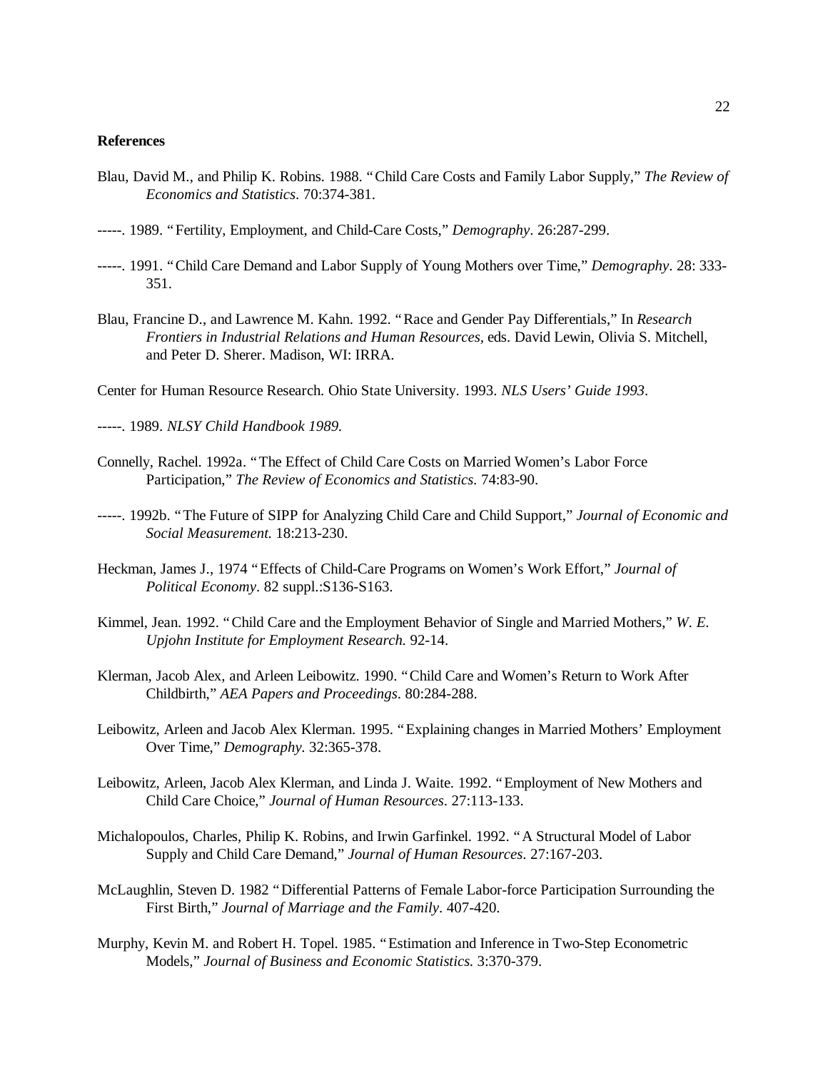**References**

Blau, David M., and Philip K. Robins. 1988. "Child Care Costs and Family Labor Supply," *The Review of Economics and Statistics*. 70:374-381.

-----. 1989. "Fertility, Employment, and Child-Care Costs," *Demography*. 26:287-299.

-----. 1991. "Child Care Demand and Labor Supply of Young Mothers over Time," *Demography*. 28: 333-351.

Blau, Francine D., and Lawrence M. Kahn. 1992. "Race and Gender Pay Differentials," In *Research Frontiers in Industrial Relations and Human Resources*, eds. David Lewin, Olivia S. Mitchell, and Peter D. Sherer. Madison, WI: IRRA.

Center for Human Resource Research. Ohio State University. 1993. *NLS Users' Guide 1993*.

-----. 1989. *NLSY Child Handbook 1989.*

Connelly, Rachel. 1992a. "The Effect of Child Care Costs on Married Women's Labor Force Participation," *The Review of Economics and Statistics*. 74:83-90.

-----. 1992b. "The Future of SIPP for Analyzing Child Care and Child Support," *Journal of Economic and Social Measurement.* 18:213-230.

Heckman, James J., 1974 "Effects of Child-Care Programs on Women's Work Effort," *Journal of Political Economy*. 82 suppl.:S136-S163.

Kimmel, Jean. 1992. "Child Care and the Employment Behavior of Single and Married Mothers," *W. E. Upjohn Institute for Employment Research.* 92-14.

Klerman, Jacob Alex, and Arleen Leibowitz. 1990. "Child Care and Women's Return to Work After Childbirth," *AEA Papers and Proceedings*. 80:284-288.

Leibowitz, Arleen and Jacob Alex Klerman. 1995. "Explaining changes in Married Mothers' Employment Over Time," *Demography*. 32:365-378.

Leibowitz, Arleen, Jacob Alex Klerman, and Linda J. Waite. 1992. "Employment of New Mothers and Child Care Choice," *Journal of Human Resources*. 27:113-133.

Michalopoulos, Charles, Philip K. Robins, and Irwin Garfinkel. 1992. "A Structural Model of Labor Supply and Child Care Demand," *Journal of Human Resources*. 27:167-203.

McLaughlin, Steven D. 1982 "Differential Patterns of Female Labor-force Participation Surrounding the First Birth," *Journal of Marriage and the Family*. 407-420.

Murphy, Kevin M. and Robert H. Topel. 1985. "Estimation and Inference in Two-Step Econometric Models," *Journal of Business and Economic Statistics.* 3:370-379.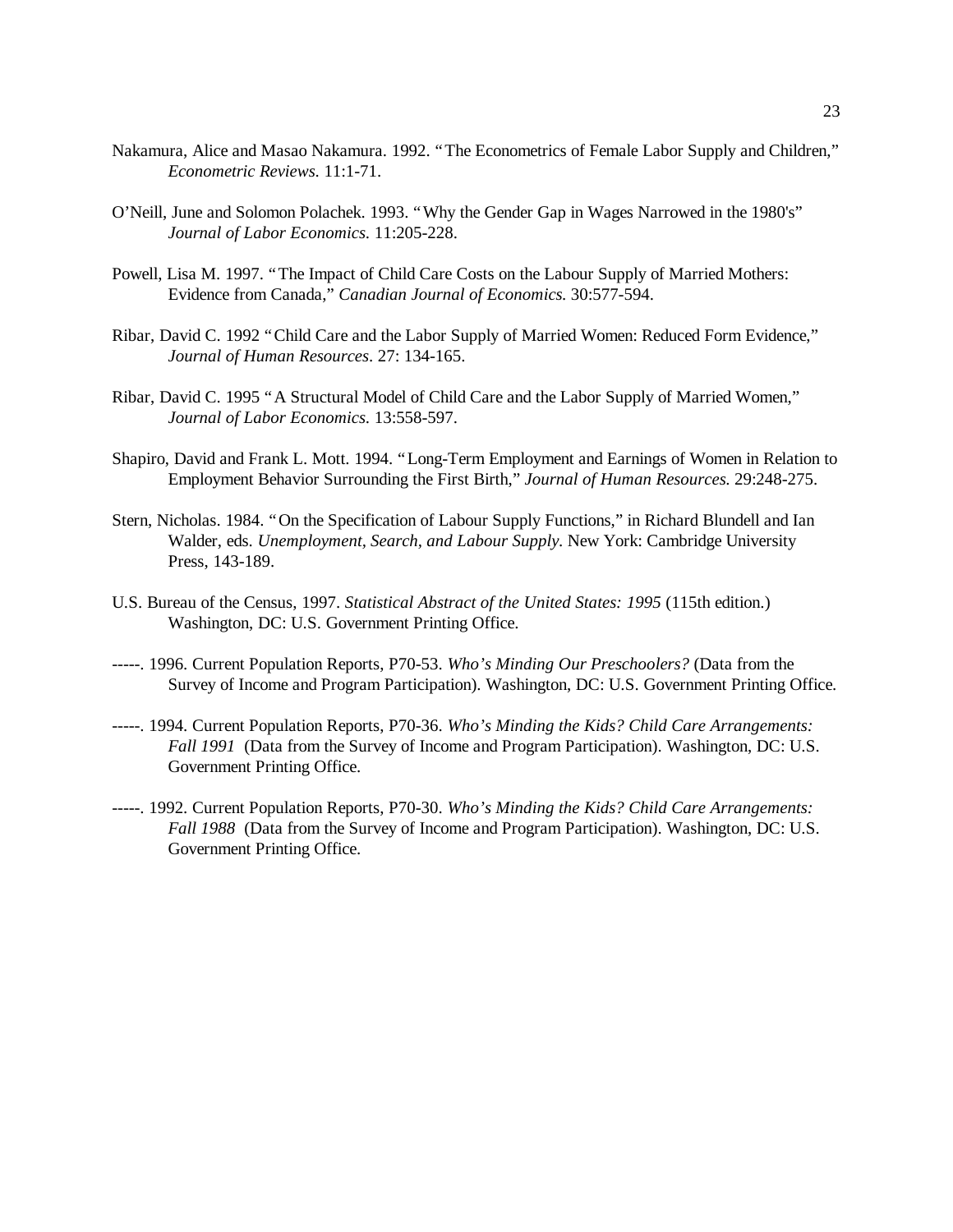Nakamura, Alice and Masao Nakamura. 1992. "The Econometrics of Female Labor Supply and Children," *Econometric Reviews.* 11:1-71.

O'Neill, June and Solomon Polachek. 1993. "Why the Gender Gap in Wages Narrowed in the 1980's" *Journal of Labor Economics.* 11:205-228.

Powell, Lisa M. 1997. "The Impact of Child Care Costs on the Labour Supply of Married Mothers: Evidence from Canada," *Canadian Journal of Economics.* 30:577-594.

Ribar, David C. 1992 "Child Care and the Labor Supply of Married Women: Reduced Form Evidence," *Journal of Human Resources*. 27: 134-165.

Ribar, David C. 1995 "A Structural Model of Child Care and the Labor Supply of Married Women," *Journal of Labor Economics.* 13:558-597.

Shapiro, David and Frank L. Mott. 1994. "Long-Term Employment and Earnings of Women in Relation to Employment Behavior Surrounding the First Birth," *Journal of Human Resources.* 29:248-275.

Stern, Nicholas. 1984. "On the Specification of Labour Supply Functions," in Richard Blundell and Ian Walder, eds. *Unemployment, Search, and Labour Supply.* New York: Cambridge University Press, 143-189.

U.S. Bureau of the Census, 1997. *Statistical Abstract of the United States: 1995* (115th edition.) Washington, DC: U.S. Government Printing Office.

-----. 1996. Current Population Reports, P70-53. *Who's Minding Our Preschoolers?* (Data from the Survey of Income and Program Participation). Washington, DC: U.S. Government Printing Office.

-----. 1994. Current Population Reports, P70-36. *Who's Minding the Kids? Child Care Arrangements: Fall 1991* (Data from the Survey of Income and Program Participation). Washington, DC: U.S. Government Printing Office.

-----. 1992. Current Population Reports, P70-30. *Who's Minding the Kids? Child Care Arrangements: Fall 1988* (Data from the Survey of Income and Program Participation). Washington, DC: U.S. Government Printing Office.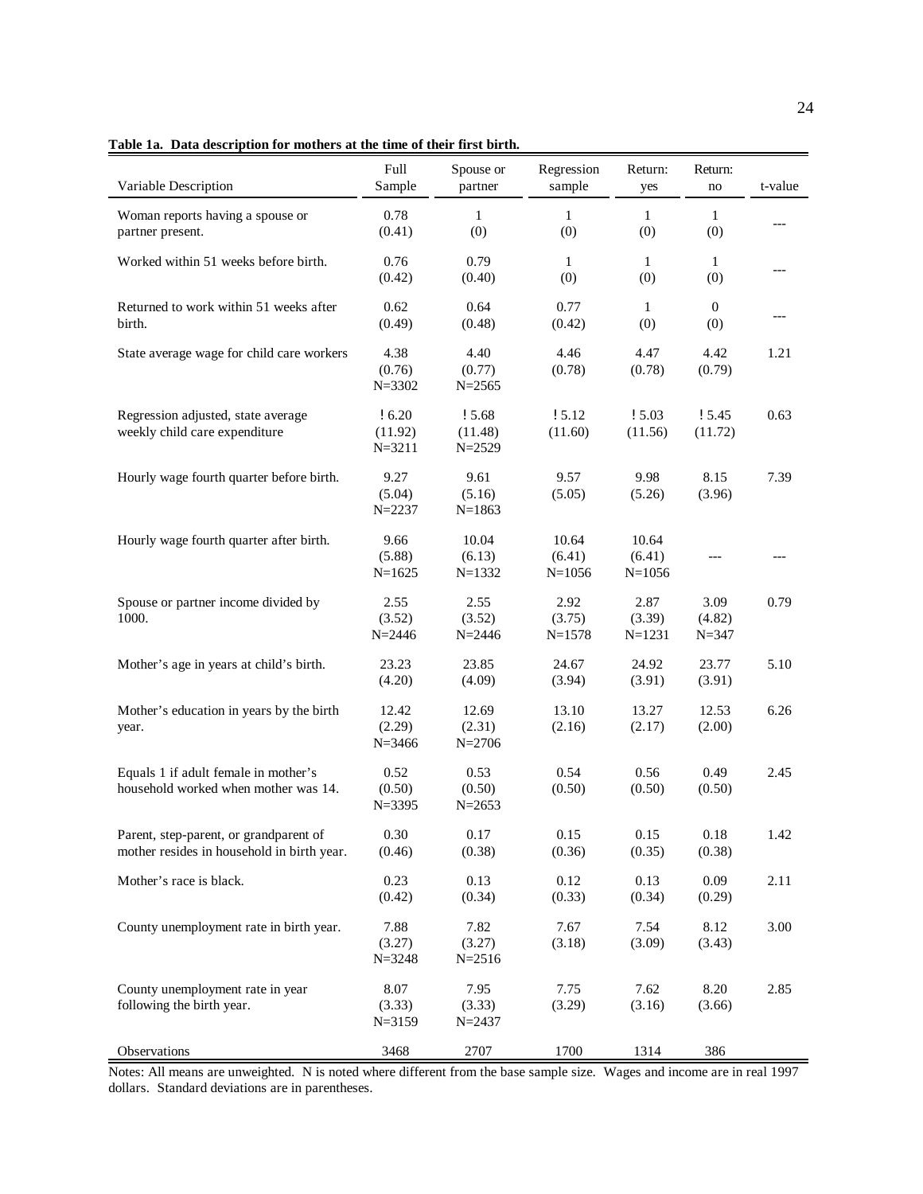**Table 1a. Data description for mothers at the time of their first birth.**

| Variable Description | Full Sample | Spouse or partner | Regression sample | Return: yes | Return: no | t-value |
|---|---|---|---|---|---|---|
| Woman reports having a spouse or partner present. | 0.78<br>(0.41) | 1<br>(0) | 1<br>(0) | 1<br>(0) | 1<br>(0) | --- |
| Worked within 51 weeks before birth. | 0.76<br>(0.42) | 0.79<br>(0.40) | 1<br>(0) | 1<br>(0) | 1<br>(0) | --- |
| Returned to work within 51 weeks after birth. | 0.62<br>(0.49) | 0.64<br>(0.48) | 0.77<br>(0.42) | 1<br>(0) | 0<br>(0) | --- |
| State average wage for child care workers | 4.38<br>(0.76)<br>N=3302 | 4.40<br>(0.77)<br>N=2565 | 4.46<br>(0.78) | 4.47<br>(0.78) | 4.42<br>(0.79) | 1.21 |
| Regression adjusted, state average weekly child care expenditure | ! 6.20<br>(11.92)<br>N=3211 | ! 5.68<br>(11.48)<br>N=2529 | ! 5.12<br>(11.60) | ! 5.03<br>(11.56) | ! 5.45<br>(11.72) | 0.63 |
| Hourly wage fourth quarter before birth. | 9.27<br>(5.04)<br>N=2237 | 9.61<br>(5.16)<br>N=1863 | 9.57<br>(5.05) | 9.98<br>(5.26) | 8.15<br>(3.96) | 7.39 |
| Hourly wage fourth quarter after birth. | 9.66<br>(5.88)<br>N=1625 | 10.04<br>(6.13)<br>N=1332 | 10.64<br>(6.41)<br>N=1056 | 10.64<br>(6.41)<br>N=1056 | --- | --- |
| Spouse or partner income divided by 1000. | 2.55<br>(3.52)<br>N=2446 | 2.55<br>(3.52)<br>N=2446 | 2.92<br>(3.75)<br>N=1578 | 2.87<br>(3.39)<br>N=1231 | 3.09<br>(4.82)<br>N=347 | 0.79 |
| Mother's age in years at child's birth. | 23.23<br>(4.20) | 23.85<br>(4.09) | 24.67<br>(3.94) | 24.92<br>(3.91) | 23.77<br>(3.91) | 5.10 |
| Mother's education in years by the birth year. | 12.42<br>(2.29)<br>N=3466 | 12.69<br>(2.31)<br>N=2706 | 13.10<br>(2.16) | 13.27<br>(2.17) | 12.53<br>(2.00) | 6.26 |
| Equals 1 if adult female in mother's household worked when mother was 14. | 0.52<br>(0.50)<br>N=3395 | 0.53<br>(0.50)<br>N=2653 | 0.54<br>(0.50) | 0.56<br>(0.50) | 0.49<br>(0.50) | 2.45 |
| Parent, step-parent, or grandparent of mother resides in household in birth year. | 0.30<br>(0.46) | 0.17<br>(0.38) | 0.15<br>(0.36) | 0.15<br>(0.35) | 0.18<br>(0.38) | 1.42 |
| Mother's race is black. | 0.23<br>(0.42) | 0.13<br>(0.34) | 0.12<br>(0.33) | 0.13<br>(0.34) | 0.09<br>(0.29) | 2.11 |
| County unemployment rate in birth year. | 7.88<br>(3.27)<br>N=3248 | 7.82<br>(3.27)<br>N=2516 | 7.67<br>(3.18) | 7.54<br>(3.09) | 8.12<br>(3.43) | 3.00 |
| County unemployment rate in year following the birth year. | 8.07<br>(3.33)<br>N=3159 | 7.95<br>(3.33)<br>N=2437 | 7.75<br>(3.29) | 7.62<br>(3.16) | 8.20<br>(3.66) | 2.85 |
| Observations | 3468 | 2707 | 1700 | 1314 | 386 | |

Notes: All means are unweighted. N is noted where different from the base sample size. Wages and income are in real 1997 dollars. Standard deviations are in parentheses.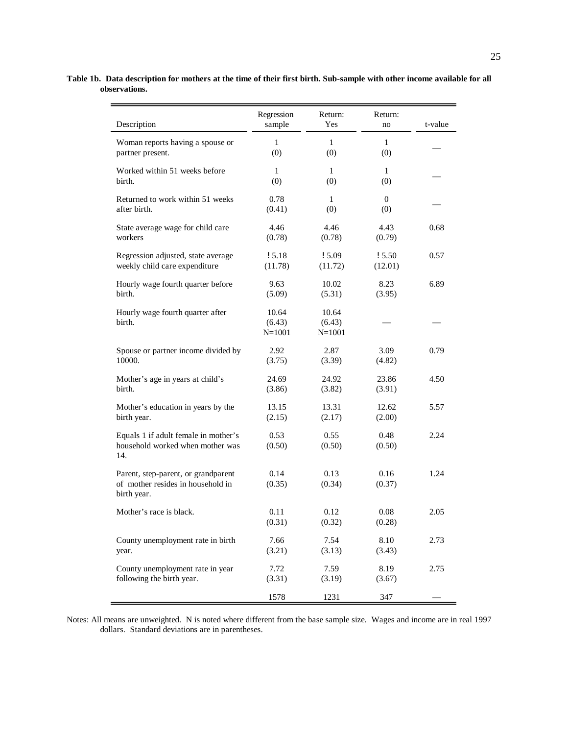**Table 1b. Data description for mothers at the time of their first birth. Sub-sample with other income available for all observations.**

| Description | Regression sample | Return: Yes | Return: no | t-value |
|---|---|---|---|---|
| Woman reports having a spouse or partner present. | 1<br>(0) | 1<br>(0) | 1<br>(0) | — |
| Worked within 51 weeks before birth. | 1<br>(0) | 1<br>(0) | 1<br>(0) | — |
| Returned to work within 51 weeks after birth. | 0.78<br>(0.41) | 1<br>(0) | 0<br>(0) | — |
| State average wage for child care workers | 4.46<br>(0.78) | 4.46<br>(0.78) | 4.43<br>(0.79) | 0.68 |
| Regression adjusted, state average weekly child care expenditure | ! 5.18<br>(11.78) | ! 5.09<br>(11.72) | ! 5.50<br>(12.01) | 0.57 |
| Hourly wage fourth quarter before birth. | 9.63<br>(5.09) | 10.02<br>(5.31) | 8.23<br>(3.95) | 6.89 |
| Hourly wage fourth quarter after birth. | 10.64<br>(6.43)<br>N=1001 | 10.64<br>(6.43)<br>N=1001 | — | — |
| Spouse or partner income divided by 10000. | 2.92<br>(3.75) | 2.87<br>(3.39) | 3.09<br>(4.82) | 0.79 |
| Mother's age in years at child's birth. | 24.69<br>(3.86) | 24.92<br>(3.82) | 23.86<br>(3.91) | 4.50 |
| Mother's education in years by the birth year. | 13.15<br>(2.15) | 13.31<br>(2.17) | 12.62<br>(2.00) | 5.57 |
| Equals 1 if adult female in mother's household worked when mother was 14. | 0.53<br>(0.50) | 0.55<br>(0.50) | 0.48<br>(0.50) | 2.24 |
| Parent, step-parent, or grandparent of mother resides in household in birth year. | 0.14<br>(0.35) | 0.13<br>(0.34) | 0.16<br>(0.37) | 1.24 |
| Mother's race is black. | 0.11<br>(0.31) | 0.12<br>(0.32) | 0.08<br>(0.28) | 2.05 |
| County unemployment rate in birth year. | 7.66<br>(3.21) | 7.54<br>(3.13) | 8.10<br>(3.43) | 2.73 |
| County unemployment rate in year following the birth year. | 7.72<br>(3.31) | 7.59<br>(3.19) | 8.19<br>(3.67) | 2.75 |
| | 1578 | 1231 | 347 | — |

Notes: All means are unweighted. N is noted where different from the base sample size. Wages and income are in real 1997 dollars. Standard deviations are in parentheses.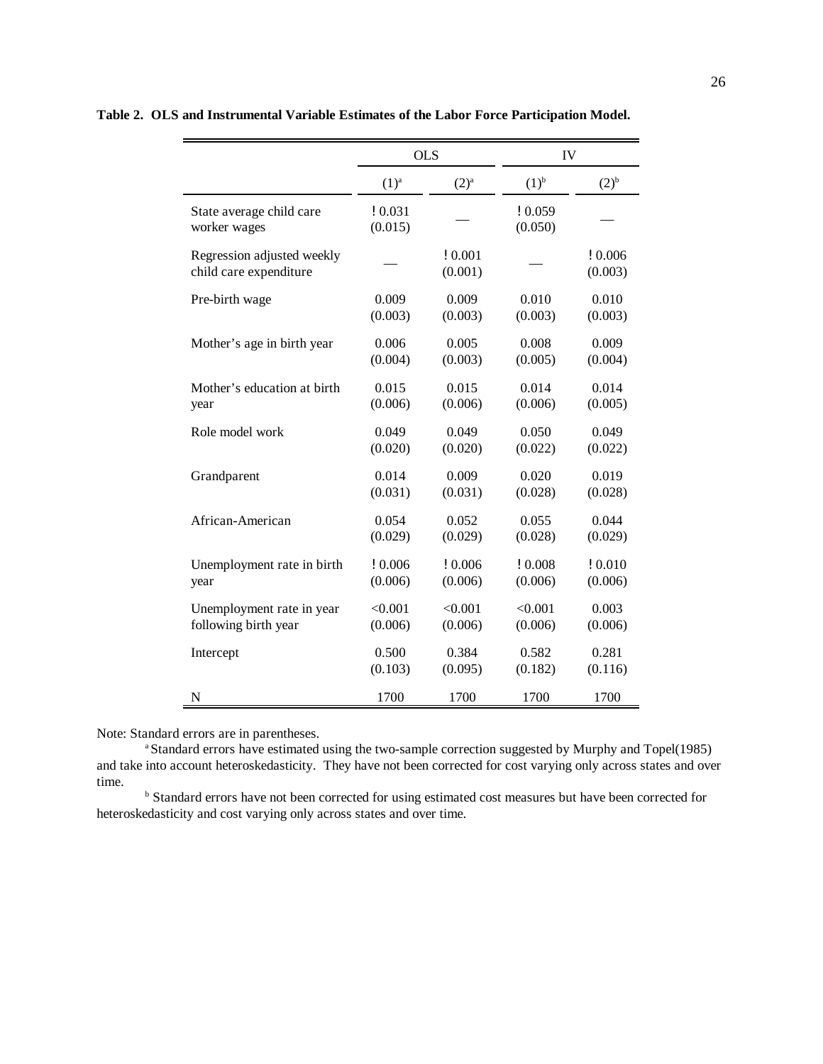**Table 2. OLS and Instrumental Variable Estimates of the Labor Force Participation Model.**

| | OLS | | IV | |
|---|---|---|---|---|
| | (1)[a] | (2)[a] | (1)[b] | (2)[b] |
| State average child care worker wages | ! 0.031<br>(0.015) | — | ! 0.059<br>(0.050) | — |
| Regression adjusted weekly child care expenditure | — | ! 0.001<br>(0.001) | — | ! 0.006<br>(0.003) |
| Pre-birth wage | 0.009<br>(0.003) | 0.009<br>(0.003) | 0.010<br>(0.003) | 0.010<br>(0.003) |
| Mother's age in birth year | 0.006<br>(0.004) | 0.005<br>(0.003) | 0.008<br>(0.005) | 0.009<br>(0.004) |
| Mother's education at birth year | 0.015<br>(0.006) | 0.015<br>(0.006) | 0.014<br>(0.006) | 0.014<br>(0.005) |
| Role model work | 0.049<br>(0.020) | 0.049<br>(0.020) | 0.050<br>(0.022) | 0.049<br>(0.022) |
| Grandparent | 0.014<br>(0.031) | 0.009<br>(0.031) | 0.020<br>(0.028) | 0.019<br>(0.028) |
| African-American | 0.054<br>(0.029) | 0.052<br>(0.029) | 0.055<br>(0.028) | 0.044<br>(0.029) |
| Unemployment rate in birth year | ! 0.006<br>(0.006) | ! 0.006<br>(0.006) | ! 0.008<br>(0.006) | ! 0.010<br>(0.006) |
| Unemployment rate in year following birth year | <0.001<br>(0.006) | <0.001<br>(0.006) | <0.001<br>(0.006) | 0.003<br>(0.006) |
| Intercept | 0.500<br>(0.103) | 0.384<br>(0.095) | 0.582<br>(0.182) | 0.281<br>(0.116) |
| N | 1700 | 1700 | 1700 | 1700 |

Note: Standard errors are in parentheses.

[a] Standard errors have estimated using the two-sample correction suggested by Murphy and Topel(1985) and take into account heteroskedasticity. They have not been corrected for cost varying only across states and over time.

[b] Standard errors have not been corrected for using estimated cost measures but have been corrected for heteroskedasticity and cost varying only across states and over time.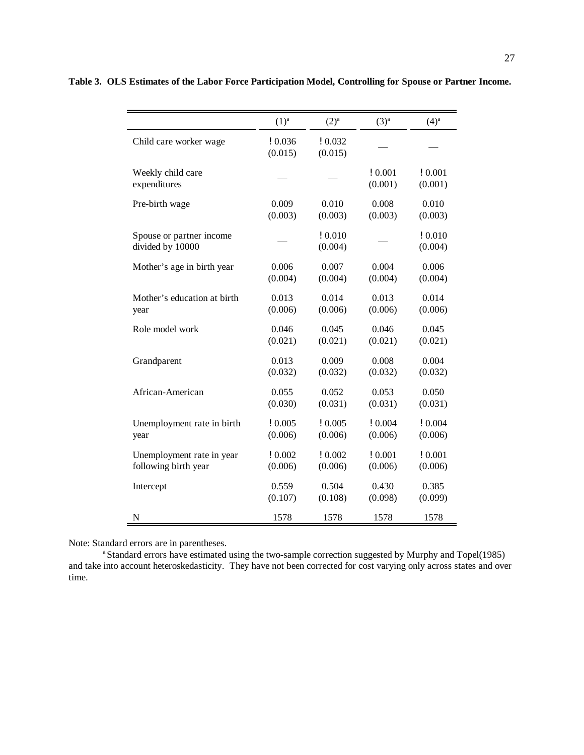**Table 3. OLS Estimates of the Labor Force Participation Model, Controlling for Spouse or Partner Income.**

| | (1)[a] | (2)[a] | (3)[a] | (4)[a] |
|---|---|---|---|---|
| Child care worker wage | !0.036<br>(0.015) | !0.032<br>(0.015) | — | — |
| Weekly child care expenditures | — | — | !0.001<br>(0.001) | !0.001<br>(0.001) |
| Pre-birth wage | 0.009<br>(0.003) | 0.010<br>(0.003) | 0.008<br>(0.003) | 0.010<br>(0.003) |
| Spouse or partner income divided by 10000 | — | !0.010<br>(0.004) | — | !0.010<br>(0.004) |
| Mother's age in birth year | 0.006<br>(0.004) | 0.007<br>(0.004) | 0.004<br>(0.004) | 0.006<br>(0.004) |
| Mother's education at birth year | 0.013<br>(0.006) | 0.014<br>(0.006) | 0.013<br>(0.006) | 0.014<br>(0.006) |
| Role model work | 0.046<br>(0.021) | 0.045<br>(0.021) | 0.046<br>(0.021) | 0.045<br>(0.021) |
| Grandparent | 0.013<br>(0.032) | 0.009<br>(0.032) | 0.008<br>(0.032) | 0.004<br>(0.032) |
| African-American | 0.055<br>(0.030) | 0.052<br>(0.031) | 0.053<br>(0.031) | 0.050<br>(0.031) |
| Unemployment rate in birth year | !0.005<br>(0.006) | !0.005<br>(0.006) | !0.004<br>(0.006) | !0.004<br>(0.006) |
| Unemployment rate in year following birth year | !0.002<br>(0.006) | !0.002<br>(0.006) | !0.001<br>(0.006) | !0.001<br>(0.006) |
| Intercept | 0.559<br>(0.107) | 0.504<br>(0.108) | 0.430<br>(0.098) | 0.385<br>(0.099) |
| N | 1578 | 1578 | 1578 | 1578 |

Note: Standard errors are in parentheses.

[a] Standard errors have estimated using the two-sample correction suggested by Murphy and Topel(1985) and take into account heteroskedasticity. They have not been corrected for cost varying only across states and over time.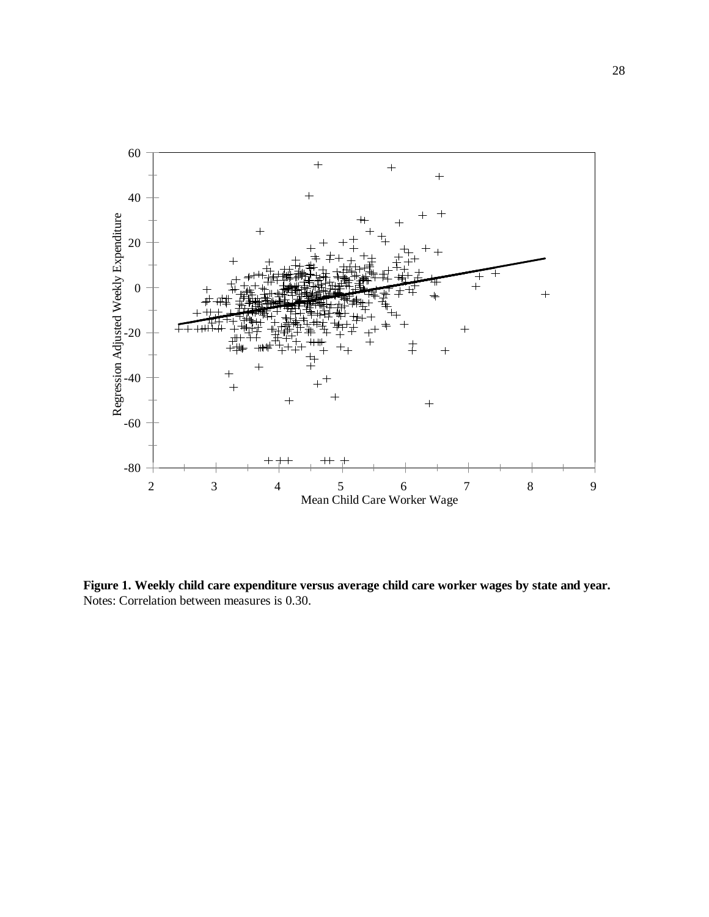**Figure 1. Weekly child care expenditure versus average child care worker wages by state and year.**
Notes: Correlation between measures is 0.30.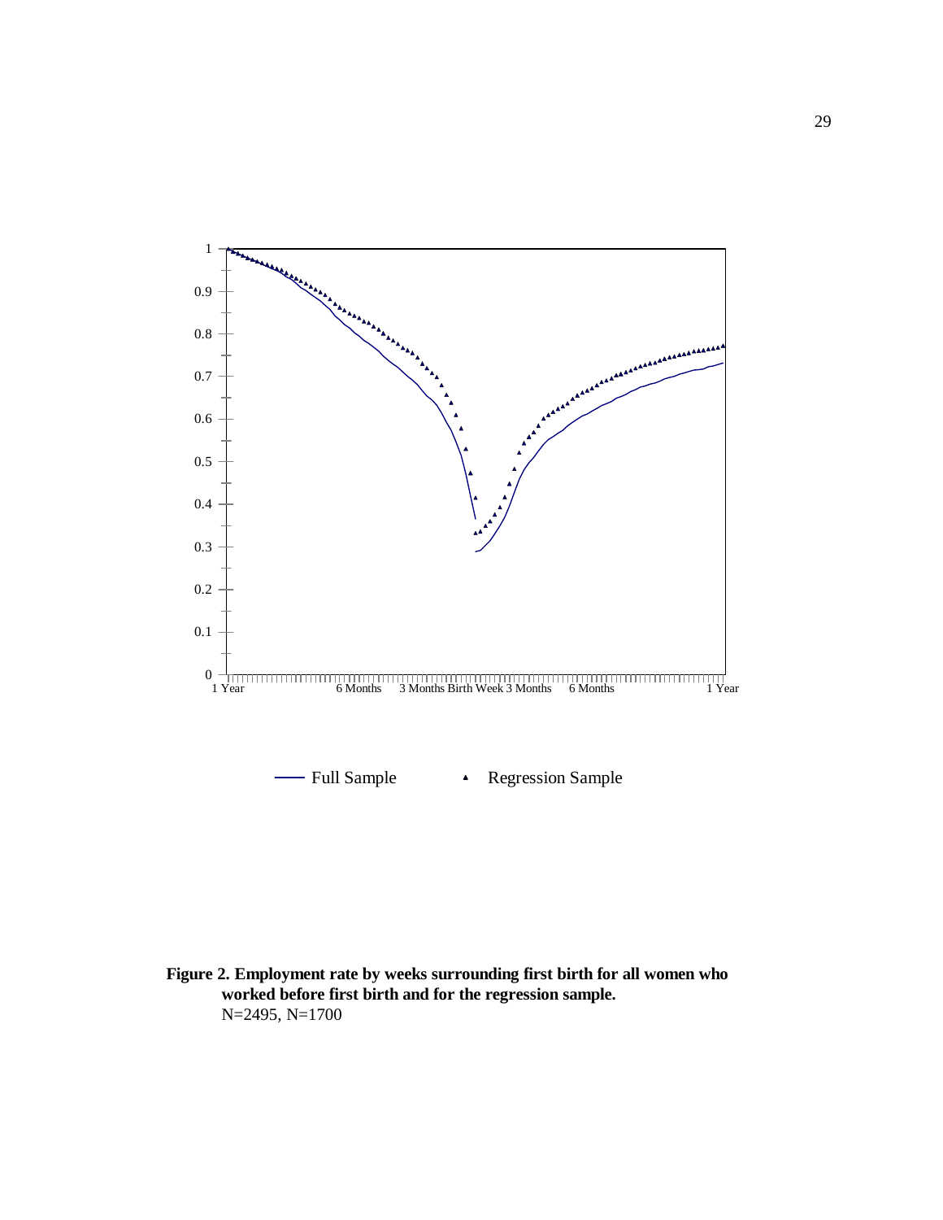**Figure 2. Employment rate by weeks surrounding first birth for all women who worked before first birth and for the regression sample.**
N=2495, N=1700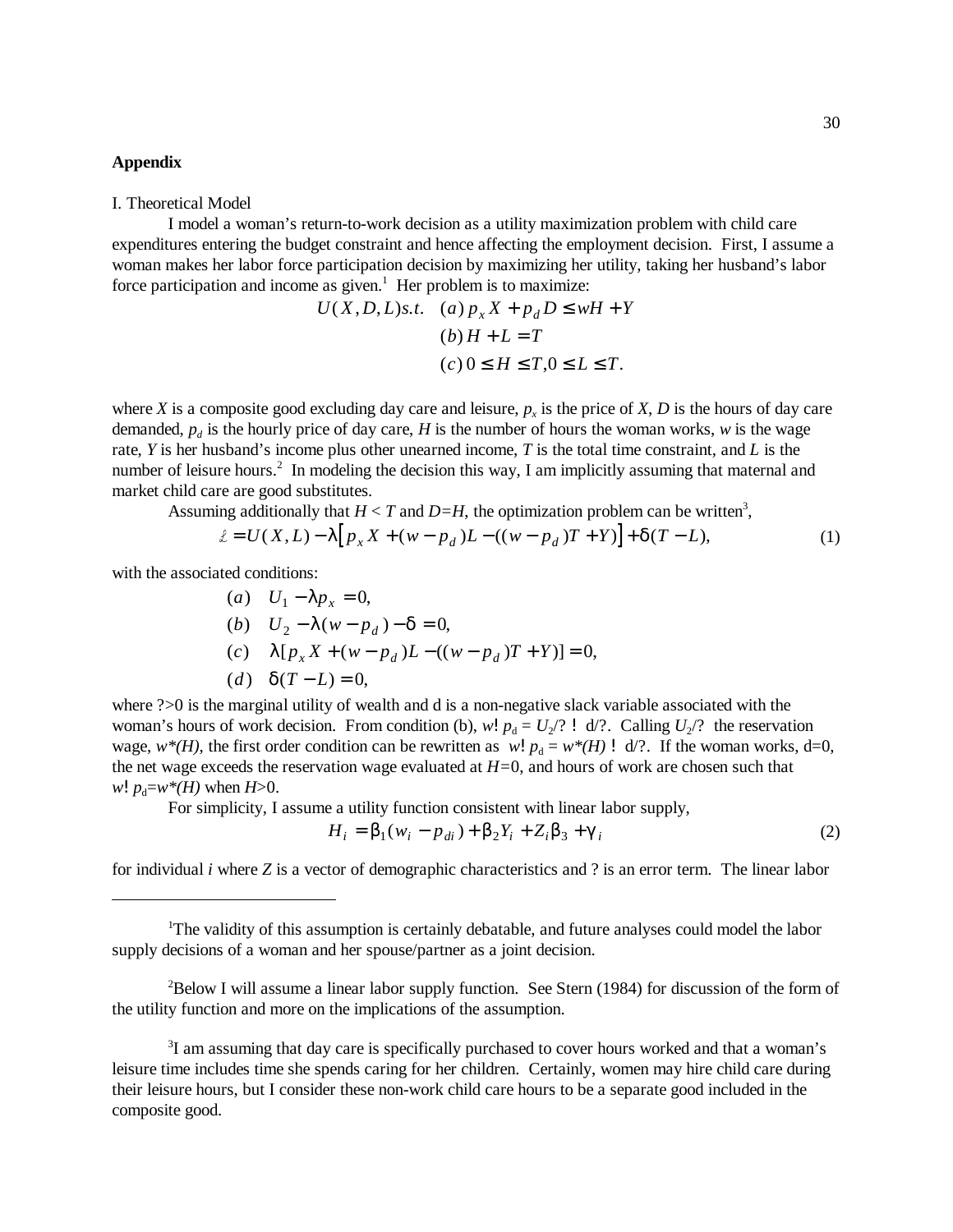**Appendix**

I. Theoretical Model

I model a woman's return-to-work decision as a utility maximization problem with child care expenditures entering the budget constraint and hence affecting the employment decision. First, I assume a woman makes her labor force participation decision by maximizing her utility, taking her husband's labor force participation and income as given.[1] Her problem is to maximize:

$$U(X, D, L) s.t. \quad (a)\, p_x X + p_d D \leq wH + Y$$
$$(b)\, H + L = T$$
$$(c)\, 0 \leq H \leq T, 0 \leq L \leq T.$$

where $X$ is a composite good excluding day care and leisure, $p_x$ is the price of $X$, $D$ is the hours of day care demanded, $p_d$ is the hourly price of day care, $H$ is the number of hours the woman works, $w$ is the wage rate, $Y$ is her husband's income plus other unearned income, $T$ is the total time constraint, and $L$ is the number of leisure hours.[2] In modeling the decision this way, I am implicitly assuming that maternal and market child care are good substitutes.

Assuming additionally that $H < T$ and $D=H$, the optimization problem can be written[3],

$$\mathcal{L} = U(X, L) - \lambda\left[p_x X + (w - p_d)L - ((w - p_d)T + Y)\right] + \delta(T - L), \tag{1}$$

with the associated conditions:

$$(a) \quad U_1 - \lambda p_x = 0,$$
$$(b) \quad U_2 - \lambda(w - p_d) - \delta = 0,$$
$$(c) \quad \lambda[p_x X + (w - p_d)L - ((w - p_d)T + Y)] = 0,$$
$$(d) \quad \delta(T - L) = 0,$$

where $\lambda>0$ is the marginal utility of wealth and $\delta$ is a non-negative slack variable associated with the woman's hours of work decision. From condition (b), $w - p_d = U_2/\lambda - \delta/\lambda$. Calling $U_2/\lambda$ the reservation wage, $w^*(H)$, the first order condition can be rewritten as $w - p_d = w^*(H) - \delta/\lambda$. If the woman works, $\delta=0$, the net wage exceeds the reservation wage evaluated at $H=0$, and hours of work are chosen such that $w - p_d = w^*(H)$ when $H>0$.

For simplicity, I assume a utility function consistent with linear labor supply,

$$H_i = \beta_1(w_i - p_{di}) + \beta_2 Y_i + Z_i \beta_3 + \gamma_i \tag{2}$$

for individual $i$ where $Z$ is a vector of demographic characteristics and $\gamma$ is an error term. The linear labor

---

[1] The validity of this assumption is certainly debatable, and future analyses could model the labor supply decisions of a woman and her spouse/partner as a joint decision.

[2] Below I will assume a linear labor supply function. See Stern (1984) for discussion of the form of the utility function and more on the implications of the assumption.

[3] I am assuming that day care is specifically purchased to cover hours worked and that a woman's leisure time includes time she spends caring for her children. Certainly, women may hire child care during their leisure hours, but I consider these non-work child care hours to be a separate good included in the composite good.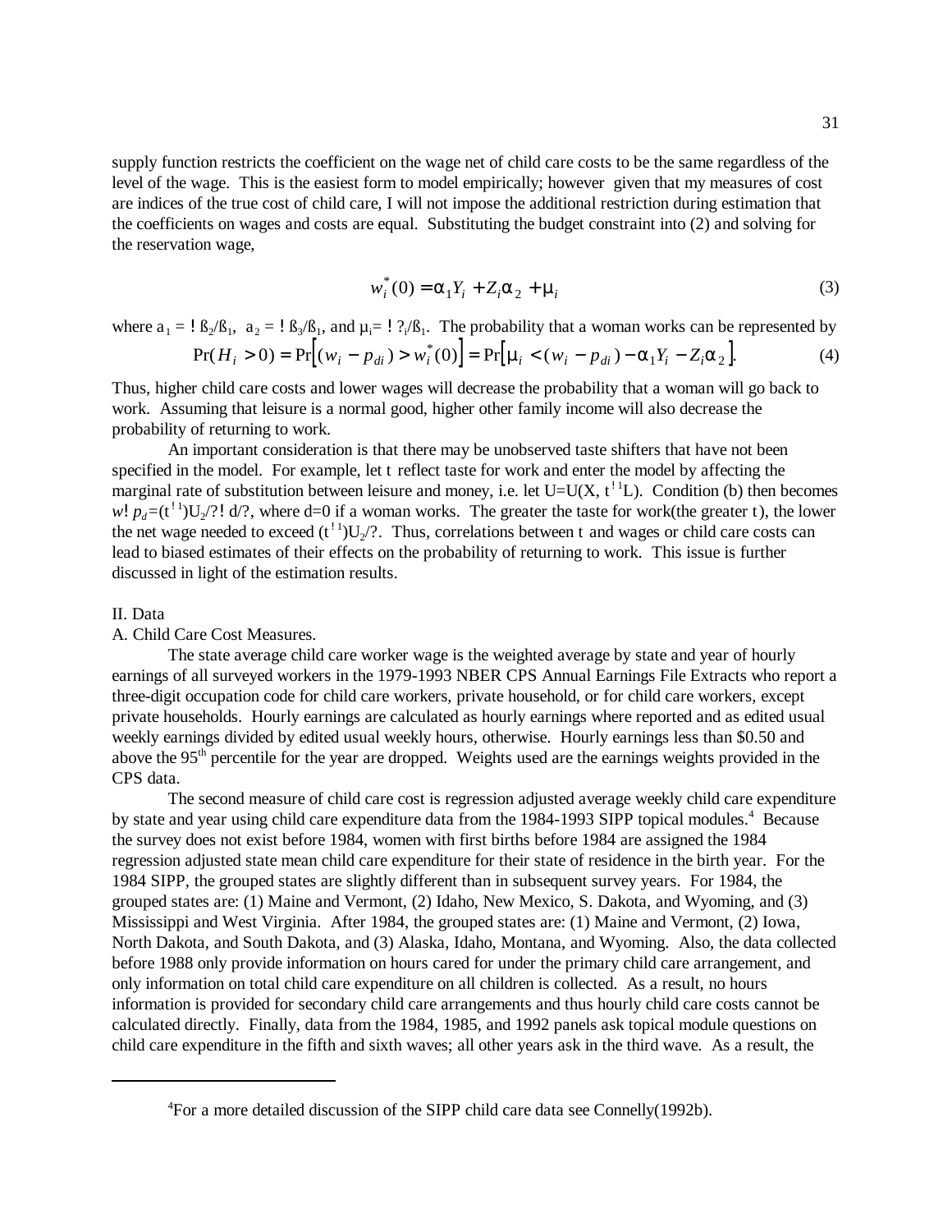supply function restricts the coefficient on the wage net of child care costs to be the same regardless of the level of the wage. This is the easiest form to model empirically; however given that my measures of cost are indices of the true cost of child care, I will not impose the additional restriction during estimation that the coefficients on wages and costs are equal. Substituting the budget constraint into (2) and solving for the reservation wage,

$$w_i^*(0) = \alpha_1 Y_i + Z_i \alpha_2 + \mu_i \tag{3}$$

where $\alpha_1 = -\beta_2/\beta_1$, $\alpha_2 = -\beta_3/\beta_1$, and $\mu_i = -?_i/\beta_1$. The probability that a woman works can be represented by

$$\Pr(H_i > 0) = \Pr\left[(w_i - p_{di}) > w_i^*(0)\right] = \Pr\left[\mu_i < (w_i - p_{di}) - \alpha_1 Y_i - Z_i \alpha_2\right]. \tag{4}$$

Thus, higher child care costs and lower wages will decrease the probability that a woman will go back to work. Assuming that leisure is a normal good, higher other family income will also decrease the probability of returning to work.

An important consideration is that there may be unobserved taste shifters that have not been specified in the model. For example, let $\tau$ reflect taste for work and enter the model by affecting the marginal rate of substitution between leisure and money, i.e. let $U=U(X, \tau^{-1}L)$. Condition (b) then becomes $w - p_d = (\tau^{-1})U_2/? - d/?$, where d=0 if a woman works. The greater the taste for work(the greater $\tau$), the lower the net wage needed to exceed $(\tau^{-1})U_2/?$. Thus, correlations between $\tau$ and wages or child care costs can lead to biased estimates of their effects on the probability of returning to work. This issue is further discussed in light of the estimation results.

II. Data

A. Child Care Cost Measures.

The state average child care worker wage is the weighted average by state and year of hourly earnings of all surveyed workers in the 1979-1993 NBER CPS Annual Earnings File Extracts who report a three-digit occupation code for child care workers, private household, or for child care workers, except private households. Hourly earnings are calculated as hourly earnings where reported and as edited usual weekly earnings divided by edited usual weekly hours, otherwise. Hourly earnings less than \$0.50 and above the 95th percentile for the year are dropped. Weights used are the earnings weights provided in the CPS data.

The second measure of child care cost is regression adjusted average weekly child care expenditure by state and year using child care expenditure data from the 1984-1993 SIPP topical modules.[4] Because the survey does not exist before 1984, women with first births before 1984 are assigned the 1984 regression adjusted state mean child care expenditure for their state of residence in the birth year. For the 1984 SIPP, the grouped states are slightly different than in subsequent survey years. For 1984, the grouped states are: (1) Maine and Vermont, (2) Idaho, New Mexico, S. Dakota, and Wyoming, and (3) Mississippi and West Virginia. After 1984, the grouped states are: (1) Maine and Vermont, (2) Iowa, North Dakota, and South Dakota, and (3) Alaska, Idaho, Montana, and Wyoming. Also, the data collected before 1988 only provide information on hours cared for under the primary child care arrangement, and only information on total child care expenditure on all children is collected. As a result, no hours information is provided for secondary child care arrangements and thus hourly child care costs cannot be calculated directly. Finally, data from the 1984, 1985, and 1992 panels ask topical module questions on child care expenditure in the fifth and sixth waves; all other years ask in the third wave. As a result, the

---

[4]For a more detailed discussion of the SIPP child care data see Connelly(1992b).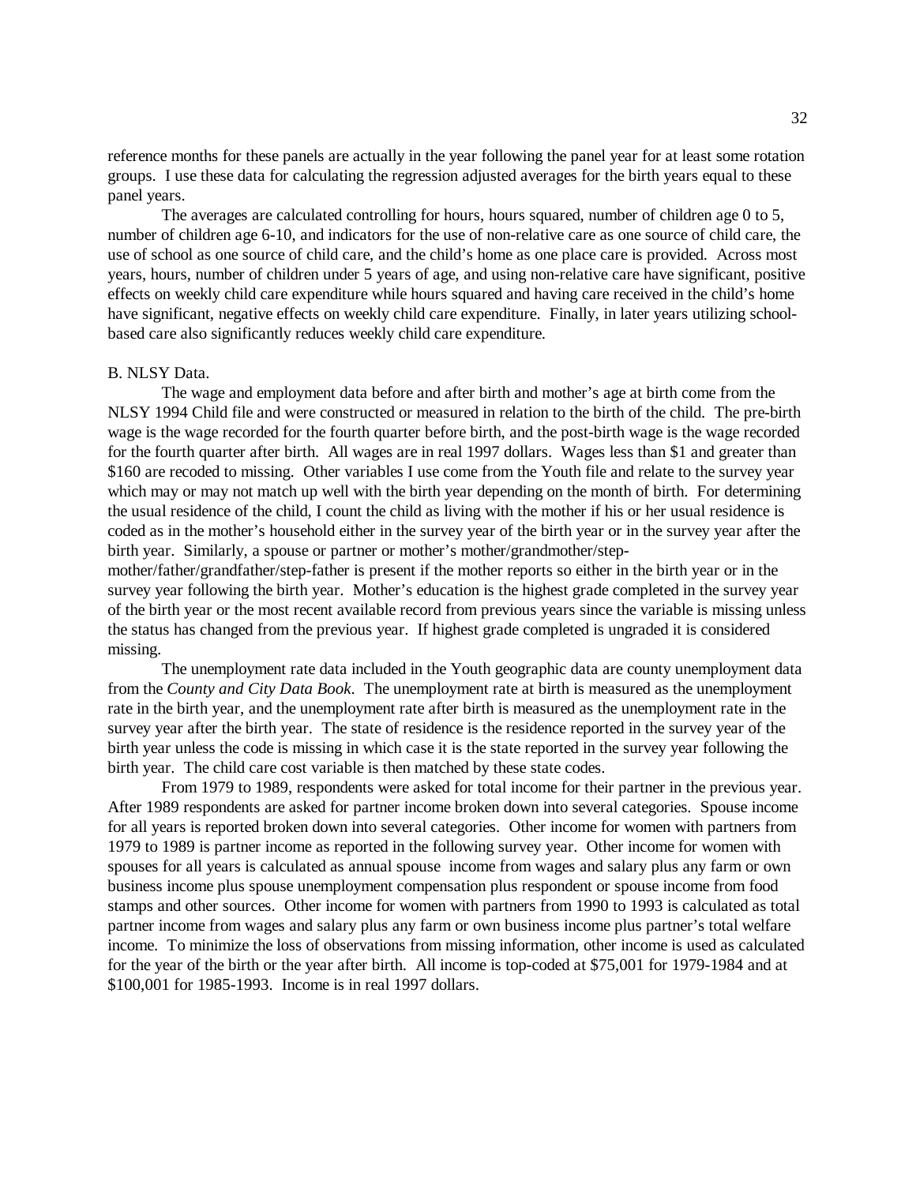reference months for these panels are actually in the year following the panel year for at least some rotation groups. I use these data for calculating the regression adjusted averages for the birth years equal to these panel years.

The averages are calculated controlling for hours, hours squared, number of children age 0 to 5, number of children age 6-10, and indicators for the use of non-relative care as one source of child care, the use of school as one source of child care, and the child's home as one place care is provided. Across most years, hours, number of children under 5 years of age, and using non-relative care have significant, positive effects on weekly child care expenditure while hours squared and having care received in the child's home have significant, negative effects on weekly child care expenditure. Finally, in later years utilizing school-based care also significantly reduces weekly child care expenditure.

B. NLSY Data.

The wage and employment data before and after birth and mother's age at birth come from the NLSY 1994 Child file and were constructed or measured in relation to the birth of the child. The pre-birth wage is the wage recorded for the fourth quarter before birth, and the post-birth wage is the wage recorded for the fourth quarter after birth. All wages are in real 1997 dollars. Wages less than \$1 and greater than \$160 are recoded to missing. Other variables I use come from the Youth file and relate to the survey year which may or may not match up well with the birth year depending on the month of birth. For determining the usual residence of the child, I count the child as living with the mother if his or her usual residence is coded as in the mother's household either in the survey year of the birth year or in the survey year after the birth year. Similarly, a spouse or partner or mother's mother/grandmother/step-mother/father/grandfather/step-father is present if the mother reports so either in the birth year or in the survey year following the birth year. Mother's education is the highest grade completed in the survey year of the birth year or the most recent available record from previous years since the variable is missing unless the status has changed from the previous year. If highest grade completed is ungraded it is considered missing.

The unemployment rate data included in the Youth geographic data are county unemployment data from the *County and City Data Book*. The unemployment rate at birth is measured as the unemployment rate in the birth year, and the unemployment rate after birth is measured as the unemployment rate in the survey year after the birth year. The state of residence is the residence reported in the survey year of the birth year unless the code is missing in which case it is the state reported in the survey year following the birth year. The child care cost variable is then matched by these state codes.

From 1979 to 1989, respondents were asked for total income for their partner in the previous year. After 1989 respondents are asked for partner income broken down into several categories. Spouse income for all years is reported broken down into several categories. Other income for women with partners from 1979 to 1989 is partner income as reported in the following survey year. Other income for women with spouses for all years is calculated as annual spouse income from wages and salary plus any farm or own business income plus spouse unemployment compensation plus respondent or spouse income from food stamps and other sources. Other income for women with partners from 1990 to 1993 is calculated as total partner income from wages and salary plus any farm or own business income plus partner's total welfare income. To minimize the loss of observations from missing information, other income is used as calculated for the year of the birth or the year after birth. All income is top-coded at \$75,001 for 1979-1984 and at \$100,001 for 1985-1993. Income is in real 1997 dollars.